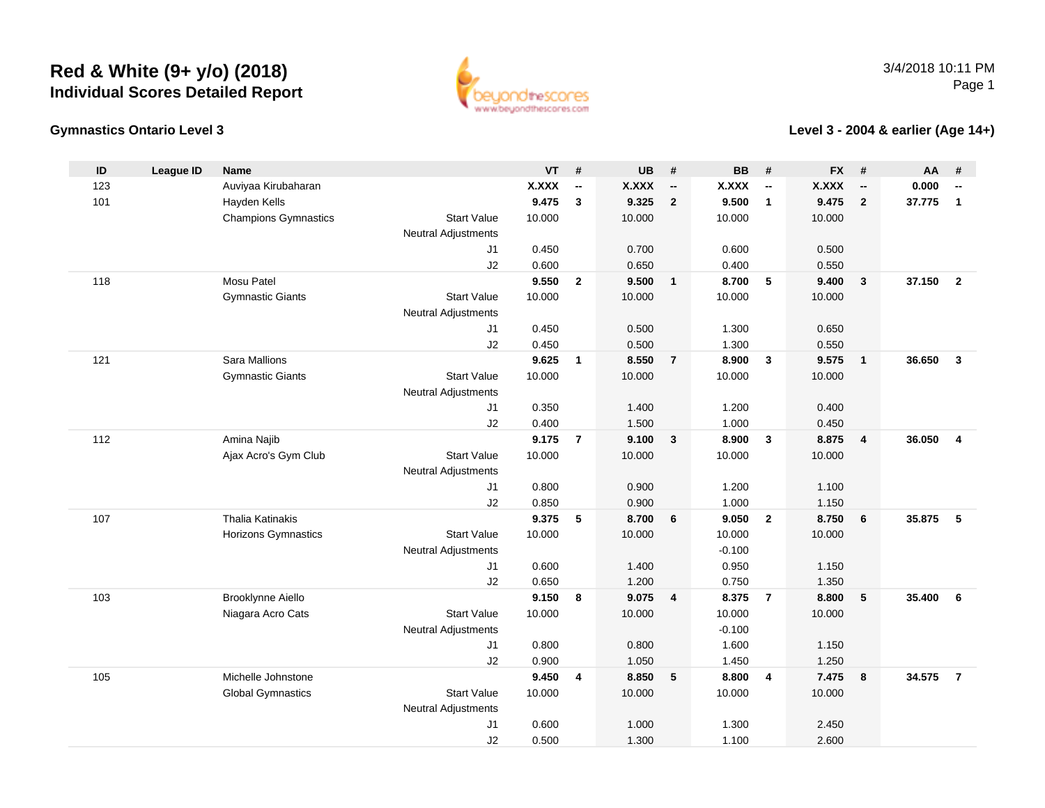# Red & White (9+ y/o) (2018)
## Individual Scores Detailed Report

3/4/2018 10:11 PM

### Gymnastics Ontario Level 3

### Level 3 - 2004 & earlier (Age 14+)

| ID | League ID | Name | | VT | # | UB | # | BB | # | FX | # | AA | # |
|---|---|---|---|---|---|---|---|---|---|---|---|---|---|
| 123 | | Auviyaa Kirubaharan | | **X.XXX** | **--** | **X.XXX** | **--** | **X.XXX** | **--** | **X.XXX** | **--** | **0.000** | **--** |
| 101 | | Hayden Kells | | **9.475** | **3** | **9.325** | **2** | **9.500** | **1** | **9.475** | **2** | **37.775** | **1** |
| | | Champions Gymnastics | Start Value | 10.000 | | 10.000 | | 10.000 | | 10.000 | | | |
| | | | Neutral Adjustments | | | | | | | | | | |
| | | | J1 | 0.450 | | 0.700 | | 0.600 | | 0.500 | | | |
| | | | J2 | 0.600 | | 0.650 | | 0.400 | | 0.550 | | | |
| 118 | | Mosu Patel | | **9.550** | **2** | **9.500** | **1** | **8.700** | **5** | **9.400** | **3** | **37.150** | **2** |
| | | Gymnastic Giants | Start Value | 10.000 | | 10.000 | | 10.000 | | 10.000 | | | |
| | | | Neutral Adjustments | | | | | | | | | | |
| | | | J1 | 0.450 | | 0.500 | | 1.300 | | 0.650 | | | |
| | | | J2 | 0.450 | | 0.500 | | 1.300 | | 0.550 | | | |
| 121 | | Sara Mallions | | **9.625** | **1** | **8.550** | **7** | **8.900** | **3** | **9.575** | **1** | **36.650** | **3** |
| | | Gymnastic Giants | Start Value | 10.000 | | 10.000 | | 10.000 | | 10.000 | | | |
| | | | Neutral Adjustments | | | | | | | | | | |
| | | | J1 | 0.350 | | 1.400 | | 1.200 | | 0.400 | | | |
| | | | J2 | 0.400 | | 1.500 | | 1.000 | | 0.450 | | | |
| 112 | | Amina Najib | | **9.175** | **7** | **9.100** | **3** | **8.900** | **3** | **8.875** | **4** | **36.050** | **4** |
| | | Ajax Acro's Gym Club | Start Value | 10.000 | | 10.000 | | 10.000 | | 10.000 | | | |
| | | | Neutral Adjustments | | | | | | | | | | |
| | | | J1 | 0.800 | | 0.900 | | 1.200 | | 1.100 | | | |
| | | | J2 | 0.850 | | 0.900 | | 1.000 | | 1.150 | | | |
| 107 | | Thalia Katinakis | | **9.375** | **5** | **8.700** | **6** | **9.050** | **2** | **8.750** | **6** | **35.875** | **5** |
| | | Horizons Gymnastics | Start Value | 10.000 | | 10.000 | | 10.000 | | 10.000 | | | |
| | | | Neutral Adjustments | | | | | -0.100 | | | | | |
| | | | J1 | 0.600 | | 1.400 | | 0.950 | | 1.150 | | | |
| | | | J2 | 0.650 | | 1.200 | | 0.750 | | 1.350 | | | |
| 103 | | Brooklynne Aiello | | **9.150** | **8** | **9.075** | **4** | **8.375** | **7** | **8.800** | **5** | **35.400** | **6** |
| | | Niagara Acro Cats | Start Value | 10.000 | | 10.000 | | 10.000 | | 10.000 | | | |
| | | | Neutral Adjustments | | | | | -0.100 | | | | | |
| | | | J1 | 0.800 | | 0.800 | | 1.600 | | 1.150 | | | |
| | | | J2 | 0.900 | | 1.050 | | 1.450 | | 1.250 | | | |
| 105 | | Michelle Johnstone | | **9.450** | **4** | **8.850** | **5** | **8.800** | **4** | **7.475** | **8** | **34.575** | **7** |
| | | Global Gymnastics | Start Value | 10.000 | | 10.000 | | 10.000 | | 10.000 | | | |
| | | | Neutral Adjustments | | | | | | | | | | |
| | | | J1 | 0.600 | | 1.000 | | 1.300 | | 2.450 | | | |
| | | | J2 | 0.500 | | 1.300 | | 1.100 | | 2.600 | | | |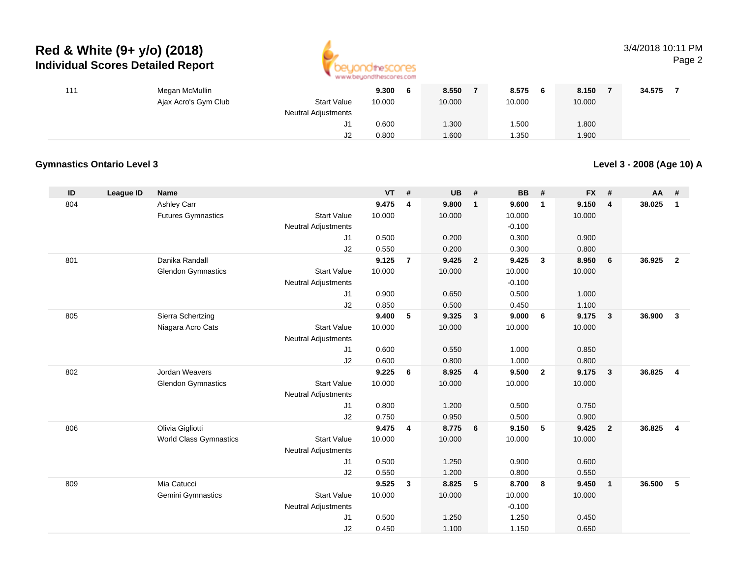# Red & White (9+ y/o) (2018)
## Individual Scores Detailed Report

| ID | League ID | Name | | VT | # | UB | # | BB | # | FX | # | AA | # |
|---|---|---|---|---|---|---|---|---|---|---|---|---|---|
| 111 | | Megan McMullin | | 9.300 | 6 | 8.550 | 7 | 8.575 | 6 | 8.150 | 7 | 34.575 | 7 |
| | | Ajax Acro's Gym Club | Start Value | 10.000 | | 10.000 | | 10.000 | | 10.000 | | | |
| | | | Neutral Adjustments | | | | | | | | | | |
| | | | J1 | 0.600 | | 1.300 | | 1.500 | | 1.800 | | | |
| | | | J2 | 0.800 | | 1.600 | | 1.350 | | 1.900 | | | |

### Gymnastics Ontario Level 3

**Level 3 - 2008 (Age 10) A**

| ID | League ID | Name | | VT | # | UB | # | BB | # | FX | # | AA | # |
|---|---|---|---|---|---|---|---|---|---|---|---|---|---|
| 804 | | Ashley Carr | | 9.475 | 4 | 9.800 | 1 | 9.600 | 1 | 9.150 | 4 | 38.025 | 1 |
| | | Futures Gymnastics | Start Value | 10.000 | | 10.000 | | 10.000 | | 10.000 | | | |
| | | | Neutral Adjustments | | | | | -0.100 | | | | | |
| | | | J1 | 0.500 | | 0.200 | | 0.300 | | 0.900 | | | |
| | | | J2 | 0.550 | | 0.200 | | 0.300 | | 0.800 | | | |
| 801 | | Danika Randall | | 9.125 | 7 | 9.425 | 2 | 9.425 | 3 | 8.950 | 6 | 36.925 | 2 |
| | | Glendon Gymnastics | Start Value | 10.000 | | 10.000 | | 10.000 | | 10.000 | | | |
| | | | Neutral Adjustments | | | | | -0.100 | | | | | |
| | | | J1 | 0.900 | | 0.650 | | 0.500 | | 1.000 | | | |
| | | | J2 | 0.850 | | 0.500 | | 0.450 | | 1.100 | | | |
| 805 | | Sierra Schertzing | | 9.400 | 5 | 9.325 | 3 | 9.000 | 6 | 9.175 | 3 | 36.900 | 3 |
| | | Niagara Acro Cats | Start Value | 10.000 | | 10.000 | | 10.000 | | 10.000 | | | |
| | | | Neutral Adjustments | | | | | | | | | | |
| | | | J1 | 0.600 | | 0.550 | | 1.000 | | 0.850 | | | |
| | | | J2 | 0.600 | | 0.800 | | 1.000 | | 0.800 | | | |
| 802 | | Jordan Weavers | | 9.225 | 6 | 8.925 | 4 | 9.500 | 2 | 9.175 | 3 | 36.825 | 4 |
| | | Glendon Gymnastics | Start Value | 10.000 | | 10.000 | | 10.000 | | 10.000 | | | |
| | | | Neutral Adjustments | | | | | | | | | | |
| | | | J1 | 0.800 | | 1.200 | | 0.500 | | 0.750 | | | |
| | | | J2 | 0.750 | | 0.950 | | 0.500 | | 0.900 | | | |
| 806 | | Olivia Gigliotti | | 9.475 | 4 | 8.775 | 6 | 9.150 | 5 | 9.425 | 2 | 36.825 | 4 |
| | | World Class Gymnastics | Start Value | 10.000 | | 10.000 | | 10.000 | | 10.000 | | | |
| | | | Neutral Adjustments | | | | | | | | | | |
| | | | J1 | 0.500 | | 1.250 | | 0.900 | | 0.600 | | | |
| | | | J2 | 0.550 | | 1.200 | | 0.800 | | 0.550 | | | |
| 809 | | Mia Catucci | | 9.525 | 3 | 8.825 | 5 | 8.700 | 8 | 9.450 | 1 | 36.500 | 5 |
| | | Gemini Gymnastics | Start Value | 10.000 | | 10.000 | | 10.000 | | 10.000 | | | |
| | | | Neutral Adjustments | | | | | -0.100 | | | | | |
| | | | J1 | 0.500 | | 1.250 | | 1.250 | | 0.450 | | | |
| | | | J2 | 0.450 | | 1.100 | | 1.150 | | 0.650 | | | |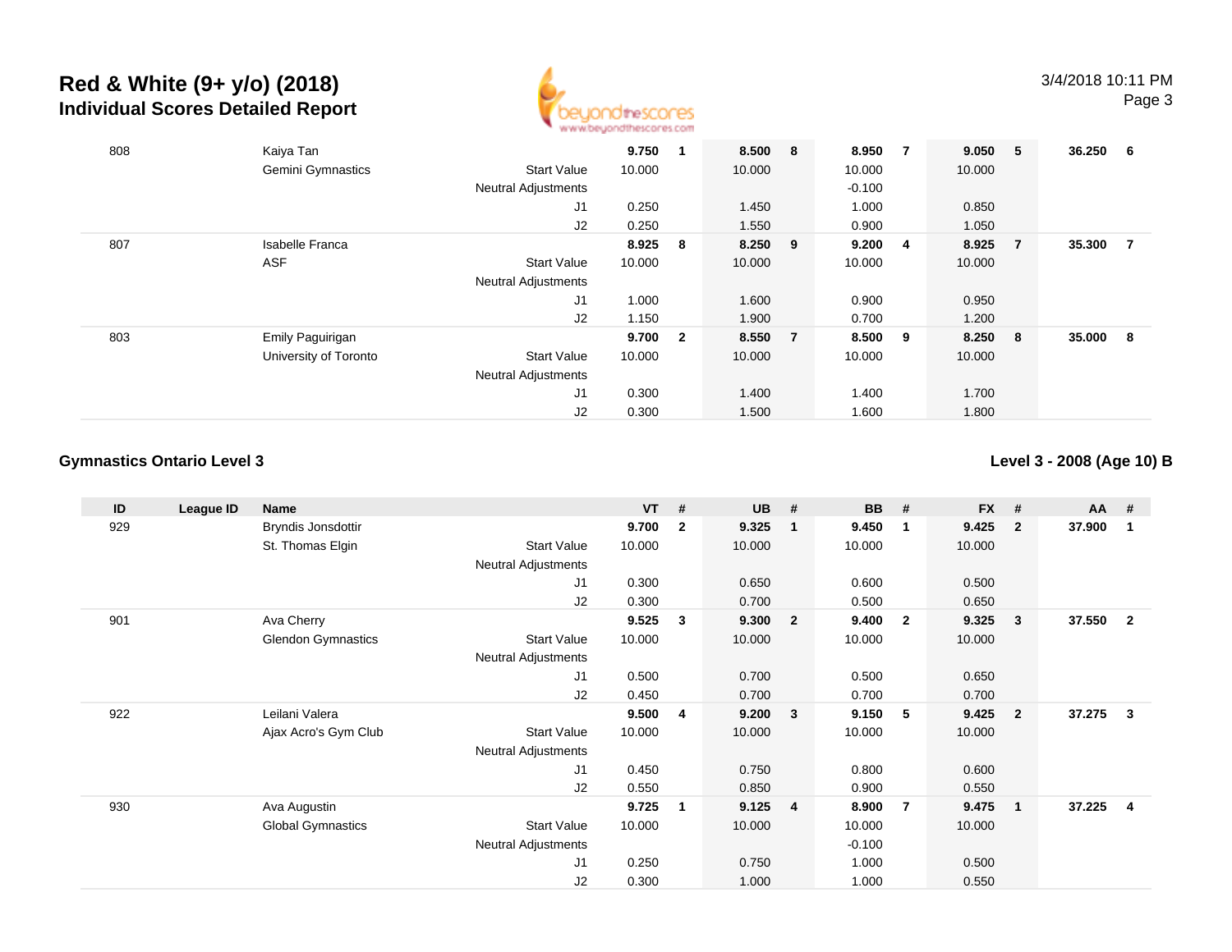# Red & White (9+ y/o) (2018)

## Individual Scores Detailed Report

| ID | League ID | Name | | VT | # | UB | # | BB | # | FX | # | AA | # |
|---|---|---|---|---|---|---|---|---|---|---|---|---|---|
| 808 | | Kaiya Tan | | **9.750** | **1** | **8.500** | **8** | **8.950** | **7** | **9.050** | **5** | **36.250** | **6** |
| | | Gemini Gymnastics | Start Value | 10.000 | | 10.000 | | 10.000 | | 10.000 | | | |
| | | | Neutral Adjustments | | | | | -0.100 | | | | | |
| | | | J1 | 0.250 | | 1.450 | | 1.000 | | 0.850 | | | |
| | | | J2 | 0.250 | | 1.550 | | 0.900 | | 1.050 | | | |
| 807 | | Isabelle Franca | | **8.925** | **8** | **8.250** | **9** | **9.200** | **4** | **8.925** | **7** | **35.300** | **7** |
| | | ASF | Start Value | 10.000 | | 10.000 | | 10.000 | | 10.000 | | | |
| | | | Neutral Adjustments | | | | | | | | | | |
| | | | J1 | 1.000 | | 1.600 | | 0.900 | | 0.950 | | | |
| | | | J2 | 1.150 | | 1.900 | | 0.700 | | 1.200 | | | |
| 803 | | Emily Paguirigan | | **9.700** | **2** | **8.550** | **7** | **8.500** | **9** | **8.250** | **8** | **35.000** | **8** |
| | | University of Toronto | Start Value | 10.000 | | 10.000 | | 10.000 | | 10.000 | | | |
| | | | Neutral Adjustments | | | | | | | | | | |
| | | | J1 | 0.300 | | 1.400 | | 1.400 | | 1.700 | | | |
| | | | J2 | 0.300 | | 1.500 | | 1.600 | | 1.800 | | | |

### Gymnastics Ontario Level 3

### Level 3 - 2008 (Age 10) B

| ID | League ID | Name | | VT | # | UB | # | BB | # | FX | # | AA | # |
|---|---|---|---|---|---|---|---|---|---|---|---|---|---|
| 929 | | Bryndis Jonsdottir | | **9.700** | **2** | **9.325** | **1** | **9.450** | **1** | **9.425** | **2** | **37.900** | **1** |
| | | St. Thomas Elgin | Start Value | 10.000 | | 10.000 | | 10.000 | | 10.000 | | | |
| | | | Neutral Adjustments | | | | | | | | | | |
| | | | J1 | 0.300 | | 0.650 | | 0.600 | | 0.500 | | | |
| | | | J2 | 0.300 | | 0.700 | | 0.500 | | 0.650 | | | |
| 901 | | Ava Cherry | | **9.525** | **3** | **9.300** | **2** | **9.400** | **2** | **9.325** | **3** | **37.550** | **2** |
| | | Glendon Gymnastics | Start Value | 10.000 | | 10.000 | | 10.000 | | 10.000 | | | |
| | | | Neutral Adjustments | | | | | | | | | | |
| | | | J1 | 0.500 | | 0.700 | | 0.500 | | 0.650 | | | |
| | | | J2 | 0.450 | | 0.700 | | 0.700 | | 0.700 | | | |
| 922 | | Leilani Valera | | **9.500** | **4** | **9.200** | **3** | **9.150** | **5** | **9.425** | **2** | **37.275** | **3** |
| | | Ajax Acro's Gym Club | Start Value | 10.000 | | 10.000 | | 10.000 | | 10.000 | | | |
| | | | Neutral Adjustments | | | | | | | | | | |
| | | | J1 | 0.450 | | 0.750 | | 0.800 | | 0.600 | | | |
| | | | J2 | 0.550 | | 0.850 | | 0.900 | | 0.550 | | | |
| 930 | | Ava Augustin | | **9.725** | **1** | **9.125** | **4** | **8.900** | **7** | **9.475** | **1** | **37.225** | **4** |
| | | Global Gymnastics | Start Value | 10.000 | | 10.000 | | 10.000 | | 10.000 | | | |
| | | | Neutral Adjustments | | | | | -0.100 | | | | | |
| | | | J1 | 0.250 | | 0.750 | | 1.000 | | 0.500 | | | |
| | | | J2 | 0.300 | | 1.000 | | 1.000 | | 0.550 | | | |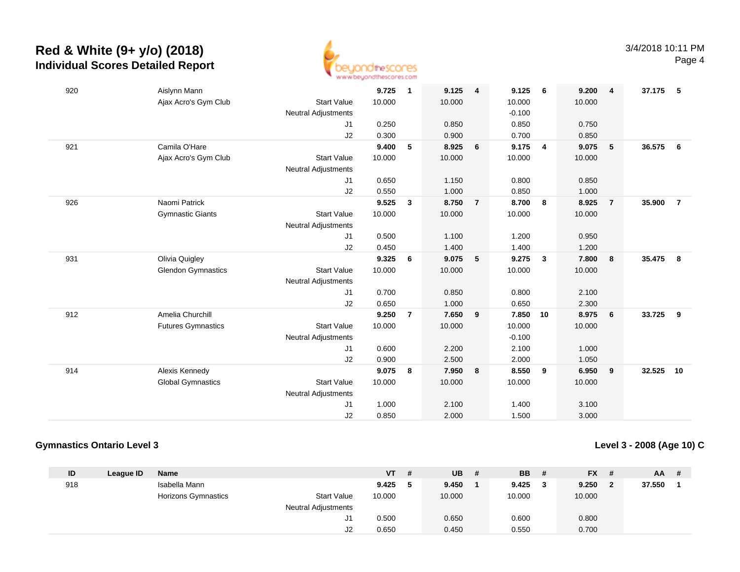## Red & White (9+ y/o) (2018)
### Individual Scores Detailed Report

3/4/2018 10:11 PM

| ID | League ID | Name | | VT | # | UB | # | BB | # | FX | # | AA | # |
|---|---|---|---|---|---|---|---|---|---|---|---|---|---|
| 920 | | Aislynn Mann | | **9.725** | **1** | **9.125** | **4** | **9.125** | **6** | **9.200** | **4** | **37.175** | **5** |
| | | Ajax Acro's Gym Club | Start Value | 10.000 | | 10.000 | | 10.000 | | 10.000 | | | |
| | | | Neutral Adjustments | | | | | -0.100 | | | | | |
| | | | J1 | 0.250 | | 0.850 | | 0.850 | | 0.750 | | | |
| | | | J2 | 0.300 | | 0.900 | | 0.700 | | 0.850 | | | |
| 921 | | Camila O'Hare | | **9.400** | **5** | **8.925** | **6** | **9.175** | **4** | **9.075** | **5** | **36.575** | **6** |
| | | Ajax Acro's Gym Club | Start Value | 10.000 | | 10.000 | | 10.000 | | 10.000 | | | |
| | | | Neutral Adjustments | | | | | | | | | | |
| | | | J1 | 0.650 | | 1.150 | | 0.800 | | 0.850 | | | |
| | | | J2 | 0.550 | | 1.000 | | 0.850 | | 1.000 | | | |
| 926 | | Naomi Patrick | | **9.525** | **3** | **8.750** | **7** | **8.700** | **8** | **8.925** | **7** | **35.900** | **7** |
| | | Gymnastic Giants | Start Value | 10.000 | | 10.000 | | 10.000 | | 10.000 | | | |
| | | | Neutral Adjustments | | | | | | | | | | |
| | | | J1 | 0.500 | | 1.100 | | 1.200 | | 0.950 | | | |
| | | | J2 | 0.450 | | 1.400 | | 1.400 | | 1.200 | | | |
| 931 | | Olivia Quigley | | **9.325** | **6** | **9.075** | **5** | **9.275** | **3** | **7.800** | **8** | **35.475** | **8** |
| | | Glendon Gymnastics | Start Value | 10.000 | | 10.000 | | 10.000 | | 10.000 | | | |
| | | | Neutral Adjustments | | | | | | | | | | |
| | | | J1 | 0.700 | | 0.850 | | 0.800 | | 2.100 | | | |
| | | | J2 | 0.650 | | 1.000 | | 0.650 | | 2.300 | | | |
| 912 | | Amelia Churchill | | **9.250** | **7** | **7.650** | **9** | **7.850** | **10** | **8.975** | **6** | **33.725** | **9** |
| | | Futures Gymnastics | Start Value | 10.000 | | 10.000 | | 10.000 | | 10.000 | | | |
| | | | Neutral Adjustments | | | | | -0.100 | | | | | |
| | | | J1 | 0.600 | | 2.200 | | 2.100 | | 1.000 | | | |
| | | | J2 | 0.900 | | 2.500 | | 2.000 | | 1.050 | | | |
| 914 | | Alexis Kennedy | | **9.075** | **8** | **7.950** | **8** | **8.550** | **9** | **6.950** | **9** | **32.525** | **10** |
| | | Global Gymnastics | Start Value | 10.000 | | 10.000 | | 10.000 | | 10.000 | | | |
| | | | Neutral Adjustments | | | | | | | | | | |
| | | | J1 | 1.000 | | 2.100 | | 1.400 | | 3.100 | | | |
| | | | J2 | 0.850 | | 2.000 | | 1.500 | | 3.000 | | | |

**Gymnastics Ontario Level 3**

**Level 3 - 2008 (Age 10) C**

| ID | League ID | Name | | VT | # | UB | # | BB | # | FX | # | AA | # |
|---|---|---|---|---|---|---|---|---|---|---|---|---|---|
| 918 | | Isabella Mann | | **9.425** | **5** | **9.450** | **1** | **9.425** | **3** | **9.250** | **2** | **37.550** | **1** |
| | | Horizons Gymnastics | Start Value | 10.000 | | 10.000 | | 10.000 | | 10.000 | | | |
| | | | Neutral Adjustments | | | | | | | | | | |
| | | | J1 | 0.500 | | 0.650 | | 0.600 | | 0.800 | | | |
| | | | J2 | 0.650 | | 0.450 | | 0.550 | | 0.700 | | | |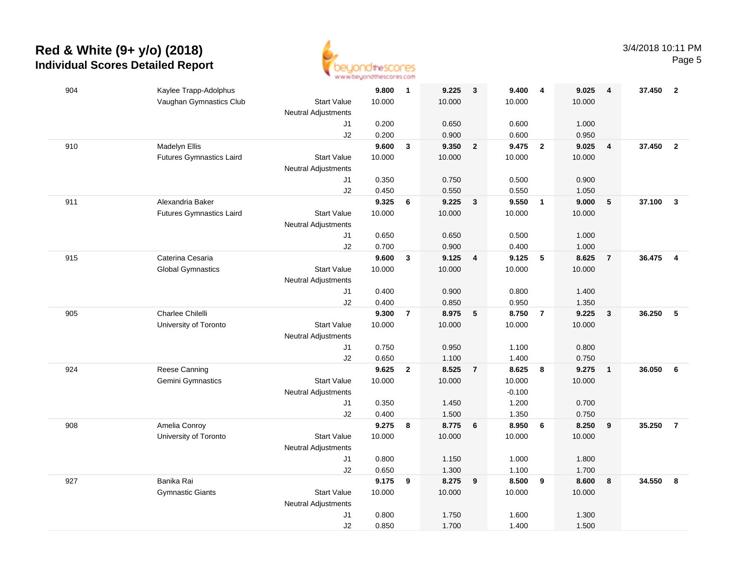# Red & White (9+ y/o) (2018)
## Individual Scores Detailed Report

3/4/2018 10:11 PM

| # | Name / Club | | Vault | Rank | Bars | Rank | Beam | Rank | Floor | Rank | AA | Rank |
|---|---|---|---|---|---|---|---|---|---|---|---|---|
| 904 | Kaylee Trapp-Adolphus | | 9.800 | 1 | 9.225 | 3 | 9.400 | 4 | 9.025 | 4 | 37.450 | 2 |
| | Vaughan Gymnastics Club | Start Value | 10.000 | | 10.000 | | 10.000 | | 10.000 | | | |
| | | Neutral Adjustments | | | | | | | | | | |
| | | J1 | 0.200 | | 0.650 | | 0.600 | | 1.000 | | | |
| | | J2 | 0.200 | | 0.900 | | 0.600 | | 0.950 | | | |
| 910 | Madelyn Ellis | | 9.600 | 3 | 9.350 | 2 | 9.475 | 2 | 9.025 | 4 | 37.450 | 2 |
| | Futures Gymnastics Laird | Start Value | 10.000 | | 10.000 | | 10.000 | | 10.000 | | | |
| | | Neutral Adjustments | | | | | | | | | | |
| | | J1 | 0.350 | | 0.750 | | 0.500 | | 0.900 | | | |
| | | J2 | 0.450 | | 0.550 | | 0.550 | | 1.050 | | | |
| 911 | Alexandria Baker | | 9.325 | 6 | 9.225 | 3 | 9.550 | 1 | 9.000 | 5 | 37.100 | 3 |
| | Futures Gymnastics Laird | Start Value | 10.000 | | 10.000 | | 10.000 | | 10.000 | | | |
| | | Neutral Adjustments | | | | | | | | | | |
| | | J1 | 0.650 | | 0.650 | | 0.500 | | 1.000 | | | |
| | | J2 | 0.700 | | 0.900 | | 0.400 | | 1.000 | | | |
| 915 | Caterina Cesaria | | 9.600 | 3 | 9.125 | 4 | 9.125 | 5 | 8.625 | 7 | 36.475 | 4 |
| | Global Gymnastics | Start Value | 10.000 | | 10.000 | | 10.000 | | 10.000 | | | |
| | | Neutral Adjustments | | | | | | | | | | |
| | | J1 | 0.400 | | 0.900 | | 0.800 | | 1.400 | | | |
| | | J2 | 0.400 | | 0.850 | | 0.950 | | 1.350 | | | |
| 905 | Charlee Chilelli | | 9.300 | 7 | 8.975 | 5 | 8.750 | 7 | 9.225 | 3 | 36.250 | 5 |
| | University of Toronto | Start Value | 10.000 | | 10.000 | | 10.000 | | 10.000 | | | |
| | | Neutral Adjustments | | | | | | | | | | |
| | | J1 | 0.750 | | 0.950 | | 1.100 | | 0.800 | | | |
| | | J2 | 0.650 | | 1.100 | | 1.400 | | 0.750 | | | |
| 924 | Reese Canning | | 9.625 | 2 | 8.525 | 7 | 8.625 | 8 | 9.275 | 1 | 36.050 | 6 |
| | Gemini Gymnastics | Start Value | 10.000 | | 10.000 | | 10.000 | | 10.000 | | | |
| | | Neutral Adjustments | | | | | -0.100 | | | | | |
| | | J1 | 0.350 | | 1.450 | | 1.200 | | 0.700 | | | |
| | | J2 | 0.400 | | 1.500 | | 1.350 | | 0.750 | | | |
| 908 | Amelia Conroy | | 9.275 | 8 | 8.775 | 6 | 8.950 | 6 | 8.250 | 9 | 35.250 | 7 |
| | University of Toronto | Start Value | 10.000 | | 10.000 | | 10.000 | | 10.000 | | | |
| | | Neutral Adjustments | | | | | | | | | | |
| | | J1 | 0.800 | | 1.150 | | 1.000 | | 1.800 | | | |
| | | J2 | 0.650 | | 1.300 | | 1.100 | | 1.700 | | | |
| 927 | Banika Rai | | 9.175 | 9 | 8.275 | 9 | 8.500 | 9 | 8.600 | 8 | 34.550 | 8 |
| | Gymnastic Giants | Start Value | 10.000 | | 10.000 | | 10.000 | | 10.000 | | | |
| | | Neutral Adjustments | | | | | | | | | | |
| | | J1 | 0.800 | | 1.750 | | 1.600 | | 1.300 | | | |
| | | J2 | 0.850 | | 1.700 | | 1.400 | | 1.500 | | | |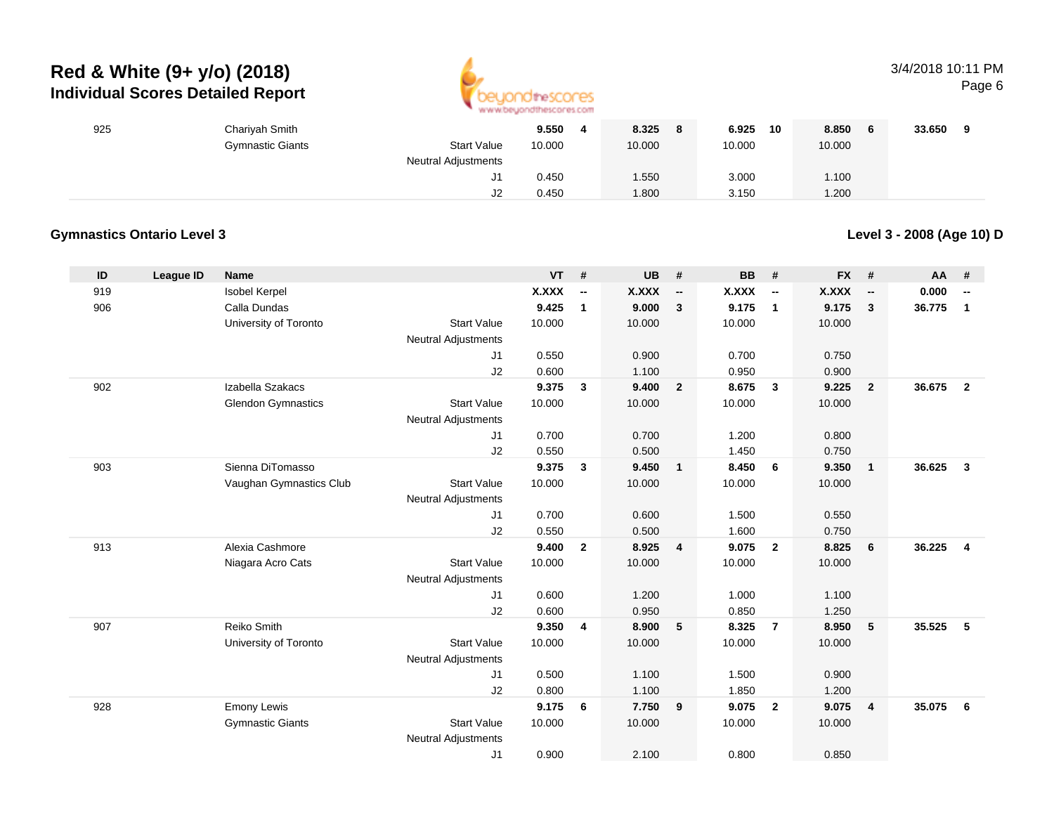# Red & White (9+ y/o) (2018)

## Individual Scores Detailed Report

| ID | League ID | Name | | VT | # | UB | # | BB | # | FX | # | AA | # |
|---|---|---|---|---|---|---|---|---|---|---|---|---|---|
| 925 | | Chariyah Smith | | **9.550** | **4** | **8.325** | **8** | **6.925** | **10** | **8.850** | **6** | **33.650** | **9** |
| | | Gymnastic Giants | Start Value | 10.000 | | 10.000 | | 10.000 | | 10.000 | | | |
| | | | Neutral Adjustments | | | | | | | | | | |
| | | | J1 | 0.450 | | 1.550 | | 3.000 | | 1.100 | | | |
| | | | J2 | 0.450 | | 1.800 | | 3.150 | | 1.200 | | | |

### Gymnastics Ontario Level 3

### Level 3 - 2008 (Age 10) D

| ID | League ID | Name | | VT | # | UB | # | BB | # | FX | # | AA | # |
|---|---|---|---|---|---|---|---|---|---|---|---|---|---|
| 919 | | Isobel Kerpel | | **X.XXX** | **--** | **X.XXX** | **--** | **X.XXX** | **--** | **X.XXX** | **--** | **0.000** | **--** |
| 906 | | Calla Dundas | | **9.425** | **1** | **9.000** | **3** | **9.175** | **1** | **9.175** | **3** | **36.775** | **1** |
| | | University of Toronto | Start Value | 10.000 | | 10.000 | | 10.000 | | 10.000 | | | |
| | | | Neutral Adjustments | | | | | | | | | | |
| | | | J1 | 0.550 | | 0.900 | | 0.700 | | 0.750 | | | |
| | | | J2 | 0.600 | | 1.100 | | 0.950 | | 0.900 | | | |
| 902 | | Izabella Szakacs | | **9.375** | **3** | **9.400** | **2** | **8.675** | **3** | **9.225** | **2** | **36.675** | **2** |
| | | Glendon Gymnastics | Start Value | 10.000 | | 10.000 | | 10.000 | | 10.000 | | | |
| | | | Neutral Adjustments | | | | | | | | | | |
| | | | J1 | 0.700 | | 0.700 | | 1.200 | | 0.800 | | | |
| | | | J2 | 0.550 | | 0.500 | | 1.450 | | 0.750 | | | |
| 903 | | Sienna DiTomasso | | **9.375** | **3** | **9.450** | **1** | **8.450** | **6** | **9.350** | **1** | **36.625** | **3** |
| | | Vaughan Gymnastics Club | Start Value | 10.000 | | 10.000 | | 10.000 | | 10.000 | | | |
| | | | Neutral Adjustments | | | | | | | | | | |
| | | | J1 | 0.700 | | 0.600 | | 1.500 | | 0.550 | | | |
| | | | J2 | 0.550 | | 0.500 | | 1.600 | | 0.750 | | | |
| 913 | | Alexia Cashmore | | **9.400** | **2** | **8.925** | **4** | **9.075** | **2** | **8.825** | **6** | **36.225** | **4** |
| | | Niagara Acro Cats | Start Value | 10.000 | | 10.000 | | 10.000 | | 10.000 | | | |
| | | | Neutral Adjustments | | | | | | | | | | |
| | | | J1 | 0.600 | | 1.200 | | 1.000 | | 1.100 | | | |
| | | | J2 | 0.600 | | 0.950 | | 0.850 | | 1.250 | | | |
| 907 | | Reiko Smith | | **9.350** | **4** | **8.900** | **5** | **8.325** | **7** | **8.950** | **5** | **35.525** | **5** |
| | | University of Toronto | Start Value | 10.000 | | 10.000 | | 10.000 | | 10.000 | | | |
| | | | Neutral Adjustments | | | | | | | | | | |
| | | | J1 | 0.500 | | 1.100 | | 1.500 | | 0.900 | | | |
| | | | J2 | 0.800 | | 1.100 | | 1.850 | | 1.200 | | | |
| 928 | | Emony Lewis | | **9.175** | **6** | **7.750** | **9** | **9.075** | **2** | **9.075** | **4** | **35.075** | **6** |
| | | Gymnastic Giants | Start Value | 10.000 | | 10.000 | | 10.000 | | 10.000 | | | |
| | | | Neutral Adjustments | | | | | | | | | | |
| | | | J1 | 0.900 | | 2.100 | | 0.800 | | 0.850 | | | |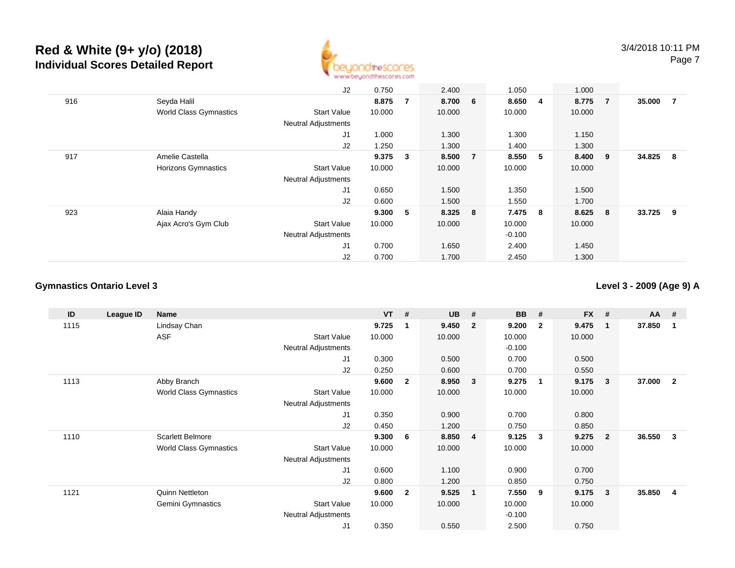# Red & White (9+ y/o) (2018)

## Individual Scores Detailed Report

| ID | League ID | Name | | VT | # | UB | # | BB | # | FX | # | AA | # |
|---|---|---|---|---|---|---|---|---|---|---|---|---|---|
| | | | J2 | 0.750 | | 2.400 | | 1.050 | | 1.000 | | | |
| 916 | | Seyda Halil | | **8.875** | **7** | **8.700** | **6** | **8.650** | **4** | **8.775** | **7** | **35.000** | **7** |
| | | World Class Gymnastics | Start Value | 10.000 | | 10.000 | | 10.000 | | 10.000 | | | |
| | | | Neutral Adjustments | | | | | | | | | | |
| | | | J1 | 1.000 | | 1.300 | | 1.300 | | 1.150 | | | |
| | | | J2 | 1.250 | | 1.300 | | 1.400 | | 1.300 | | | |
| 917 | | Amelie Castella | | **9.375** | **3** | **8.500** | **7** | **8.550** | **5** | **8.400** | **9** | **34.825** | **8** |
| | | Horizons Gymnastics | Start Value | 10.000 | | 10.000 | | 10.000 | | 10.000 | | | |
| | | | Neutral Adjustments | | | | | | | | | | |
| | | | J1 | 0.650 | | 1.500 | | 1.350 | | 1.500 | | | |
| | | | J2 | 0.600 | | 1.500 | | 1.550 | | 1.700 | | | |
| 923 | | Alaia Handy | | **9.300** | **5** | **8.325** | **8** | **7.475** | **8** | **8.625** | **8** | **33.725** | **9** |
| | | Ajax Acro's Gym Club | Start Value | 10.000 | | 10.000 | | 10.000 | | 10.000 | | | |
| | | | Neutral Adjustments | | | | | -0.100 | | | | | |
| | | | J1 | 0.700 | | 1.650 | | 2.400 | | 1.450 | | | |
| | | | J2 | 0.700 | | 1.700 | | 2.450 | | 1.300 | | | |

### Gymnastics Ontario Level 3

**Level 3 - 2009 (Age 9) A**

| ID | League ID | Name | | VT | # | UB | # | BB | # | FX | # | AA | # |
|---|---|---|---|---|---|---|---|---|---|---|---|---|---|
| 1115 | | Lindsay Chan | | **9.725** | **1** | **9.450** | **2** | **9.200** | **2** | **9.475** | **1** | **37.850** | **1** |
| | | ASF | Start Value | 10.000 | | 10.000 | | 10.000 | | 10.000 | | | |
| | | | Neutral Adjustments | | | | | -0.100 | | | | | |
| | | | J1 | 0.300 | | 0.500 | | 0.700 | | 0.500 | | | |
| | | | J2 | 0.250 | | 0.600 | | 0.700 | | 0.550 | | | |
| 1113 | | Abby Branch | | **9.600** | **2** | **8.950** | **3** | **9.275** | **1** | **9.175** | **3** | **37.000** | **2** |
| | | World Class Gymnastics | Start Value | 10.000 | | 10.000 | | 10.000 | | 10.000 | | | |
| | | | Neutral Adjustments | | | | | | | | | | |
| | | | J1 | 0.350 | | 0.900 | | 0.700 | | 0.800 | | | |
| | | | J2 | 0.450 | | 1.200 | | 0.750 | | 0.850 | | | |
| 1110 | | Scarlett Belmore | | **9.300** | **6** | **8.850** | **4** | **9.125** | **3** | **9.275** | **2** | **36.550** | **3** |
| | | World Class Gymnastics | Start Value | 10.000 | | 10.000 | | 10.000 | | 10.000 | | | |
| | | | Neutral Adjustments | | | | | | | | | | |
| | | | J1 | 0.600 | | 1.100 | | 0.900 | | 0.700 | | | |
| | | | J2 | 0.800 | | 1.200 | | 0.850 | | 0.750 | | | |
| 1121 | | Quinn Nettleton | | **9.600** | **2** | **9.525** | **1** | **7.550** | **9** | **9.175** | **3** | **35.850** | **4** |
| | | Gemini Gymnastics | Start Value | 10.000 | | 10.000 | | 10.000 | | 10.000 | | | |
| | | | Neutral Adjustments | | | | | -0.100 | | | | | |
| | | | J1 | 0.350 | | 0.550 | | 2.500 | | 0.750 | | | |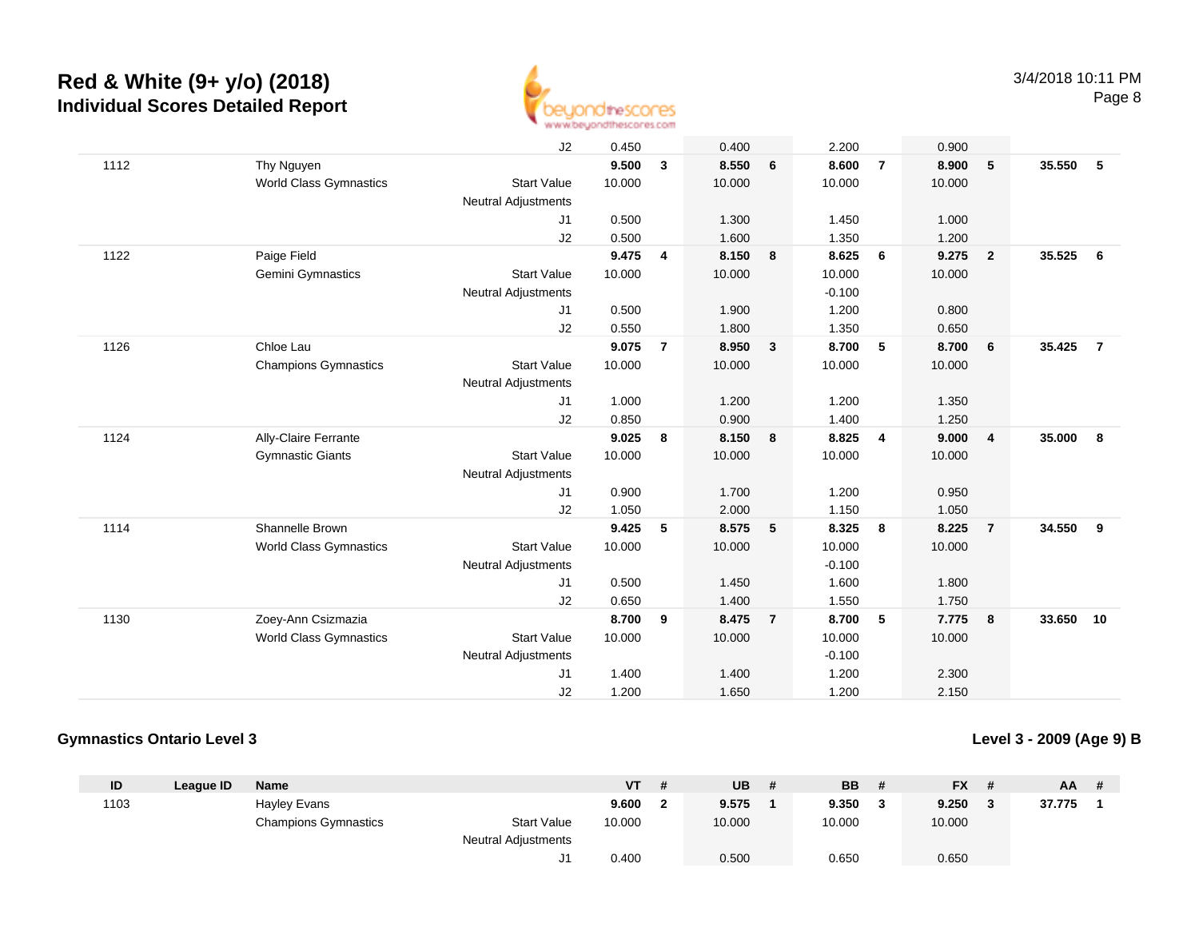# Red & White (9+ y/o) (2018)
## Individual Scores Detailed Report

| ID | League ID | Name | | VT | # | UB | # | BB | # | FX | # | AA | # |
|---|---|---|---|---|---|---|---|---|---|---|---|---|---|
| | | | J2 | 0.450 | | 0.400 | | 2.200 | | 0.900 | | | |
| 1112 | | Thy Nguyen | | **9.500** | **3** | **8.550** | **6** | **8.600** | **7** | **8.900** | **5** | **35.550** | **5** |
| | | World Class Gymnastics | Start Value | 10.000 | | 10.000 | | 10.000 | | 10.000 | | | |
| | | | Neutral Adjustments | | | | | | | | | | |
| | | | J1 | 0.500 | | 1.300 | | 1.450 | | 1.000 | | | |
| | | | J2 | 0.500 | | 1.600 | | 1.350 | | 1.200 | | | |
| 1122 | | Paige Field | | **9.475** | **4** | **8.150** | **8** | **8.625** | **6** | **9.275** | **2** | **35.525** | **6** |
| | | Gemini Gymnastics | Start Value | 10.000 | | 10.000 | | 10.000 | | 10.000 | | | |
| | | | Neutral Adjustments | | | | | -0.100 | | | | | |
| | | | J1 | 0.500 | | 1.900 | | 1.200 | | 0.800 | | | |
| | | | J2 | 0.550 | | 1.800 | | 1.350 | | 0.650 | | | |
| 1126 | | Chloe Lau | | **9.075** | **7** | **8.950** | **3** | **8.700** | **5** | **8.700** | **6** | **35.425** | **7** |
| | | Champions Gymnastics | Start Value | 10.000 | | 10.000 | | 10.000 | | 10.000 | | | |
| | | | Neutral Adjustments | | | | | | | | | | |
| | | | J1 | 1.000 | | 1.200 | | 1.200 | | 1.350 | | | |
| | | | J2 | 0.850 | | 0.900 | | 1.400 | | 1.250 | | | |
| 1124 | | Ally-Claire Ferrante | | **9.025** | **8** | **8.150** | **8** | **8.825** | **4** | **9.000** | **4** | **35.000** | **8** |
| | | Gymnastic Giants | Start Value | 10.000 | | 10.000 | | 10.000 | | 10.000 | | | |
| | | | Neutral Adjustments | | | | | | | | | | |
| | | | J1 | 0.900 | | 1.700 | | 1.200 | | 0.950 | | | |
| | | | J2 | 1.050 | | 2.000 | | 1.150 | | 1.050 | | | |
| 1114 | | Shannelle Brown | | **9.425** | **5** | **8.575** | **5** | **8.325** | **8** | **8.225** | **7** | **34.550** | **9** |
| | | World Class Gymnastics | Start Value | 10.000 | | 10.000 | | 10.000 | | 10.000 | | | |
| | | | Neutral Adjustments | | | | | -0.100 | | | | | |
| | | | J1 | 0.500 | | 1.450 | | 1.600 | | 1.800 | | | |
| | | | J2 | 0.650 | | 1.400 | | 1.550 | | 1.750 | | | |
| 1130 | | Zoey-Ann Csizmazia | | **8.700** | **9** | **8.475** | **7** | **8.700** | **5** | **7.775** | **8** | **33.650** | **10** |
| | | World Class Gymnastics | Start Value | 10.000 | | 10.000 | | 10.000 | | 10.000 | | | |
| | | | Neutral Adjustments | | | | | -0.100 | | | | | |
| | | | J1 | 1.400 | | 1.400 | | 1.200 | | 2.300 | | | |
| | | | J2 | 1.200 | | 1.650 | | 1.200 | | 2.150 | | | |

**Gymnastics Ontario Level 3** — **Level 3 - 2009 (Age 9) B**

| ID | League ID | Name | | VT | # | UB | # | BB | # | FX | # | AA | # |
|---|---|---|---|---|---|---|---|---|---|---|---|---|---|
| 1103 | | Hayley Evans | | **9.600** | **2** | **9.575** | **1** | **9.350** | **3** | **9.250** | **3** | **37.775** | **1** |
| | | Champions Gymnastics | Start Value | 10.000 | | 10.000 | | 10.000 | | 10.000 | | | |
| | | | Neutral Adjustments | | | | | | | | | | |
| | | | J1 | 0.400 | | 0.500 | | 0.650 | | 0.650 | | | |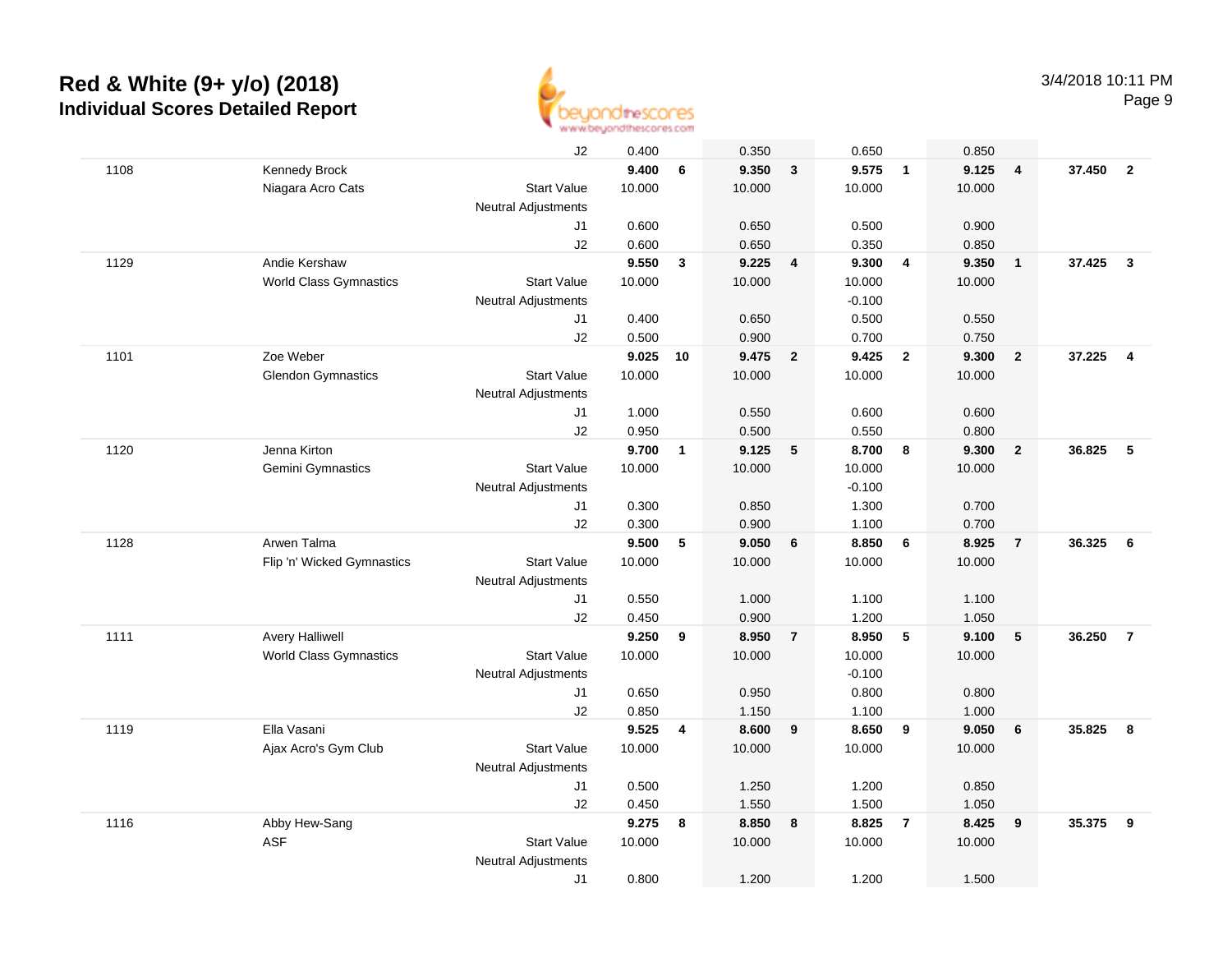# Red & White (9+ y/o) (2018)

## Individual Scores Detailed Report

3/4/2018 10:11 PM

| | | | | | | | | | | | | |
|---|---|---|---|---|---|---|---|---|---|---|---|---|
| | | J2 | 0.400 | | 0.350 | | 0.650 | | 0.850 | | | |
| 1108 | Kennedy Brock | | **9.400** | **6** | **9.350** | **3** | **9.575** | **1** | **9.125** | **4** | **37.450** | **2** |
| | Niagara Acro Cats | Start Value | 10.000 | | 10.000 | | 10.000 | | 10.000 | | | |
| | | Neutral Adjustments | | | | | | | | | | |
| | | J1 | 0.600 | | 0.650 | | 0.500 | | 0.900 | | | |
| | | J2 | 0.600 | | 0.650 | | 0.350 | | 0.850 | | | |
| 1129 | Andie Kershaw | | **9.550** | **3** | **9.225** | **4** | **9.300** | **4** | **9.350** | **1** | **37.425** | **3** |
| | World Class Gymnastics | Start Value | 10.000 | | 10.000 | | 10.000 | | 10.000 | | | |
| | | Neutral Adjustments | | | | | -0.100 | | | | | |
| | | J1 | 0.400 | | 0.650 | | 0.500 | | 0.550 | | | |
| | | J2 | 0.500 | | 0.900 | | 0.700 | | 0.750 | | | |
| 1101 | Zoe Weber | | **9.025** | **10** | **9.475** | **2** | **9.425** | **2** | **9.300** | **2** | **37.225** | **4** |
| | Glendon Gymnastics | Start Value | 10.000 | | 10.000 | | 10.000 | | 10.000 | | | |
| | | Neutral Adjustments | | | | | | | | | | |
| | | J1 | 1.000 | | 0.550 | | 0.600 | | 0.600 | | | |
| | | J2 | 0.950 | | 0.500 | | 0.550 | | 0.800 | | | |
| 1120 | Jenna Kirton | | **9.700** | **1** | **9.125** | **5** | **8.700** | **8** | **9.300** | **2** | **36.825** | **5** |
| | Gemini Gymnastics | Start Value | 10.000 | | 10.000 | | 10.000 | | 10.000 | | | |
| | | Neutral Adjustments | | | | | -0.100 | | | | | |
| | | J1 | 0.300 | | 0.850 | | 1.300 | | 0.700 | | | |
| | | J2 | 0.300 | | 0.900 | | 1.100 | | 0.700 | | | |
| 1128 | Arwen Talma | | **9.500** | **5** | **9.050** | **6** | **8.850** | **6** | **8.925** | **7** | **36.325** | **6** |
| | Flip 'n' Wicked Gymnastics | Start Value | 10.000 | | 10.000 | | 10.000 | | 10.000 | | | |
| | | Neutral Adjustments | | | | | | | | | | |
| | | J1 | 0.550 | | 1.000 | | 1.100 | | 1.100 | | | |
| | | J2 | 0.450 | | 0.900 | | 1.200 | | 1.050 | | | |
| 1111 | Avery Halliwell | | **9.250** | **9** | **8.950** | **7** | **8.950** | **5** | **9.100** | **5** | **36.250** | **7** |
| | World Class Gymnastics | Start Value | 10.000 | | 10.000 | | 10.000 | | 10.000 | | | |
| | | Neutral Adjustments | | | | | -0.100 | | | | | |
| | | J1 | 0.650 | | 0.950 | | 0.800 | | 0.800 | | | |
| | | J2 | 0.850 | | 1.150 | | 1.100 | | 1.000 | | | |
| 1119 | Ella Vasani | | **9.525** | **4** | **8.600** | **9** | **8.650** | **9** | **9.050** | **6** | **35.825** | **8** |
| | Ajax Acro's Gym Club | Start Value | 10.000 | | 10.000 | | 10.000 | | 10.000 | | | |
| | | Neutral Adjustments | | | | | | | | | | |
| | | J1 | 0.500 | | 1.250 | | 1.200 | | 0.850 | | | |
| | | J2 | 0.450 | | 1.550 | | 1.500 | | 1.050 | | | |
| 1116 | Abby Hew-Sang | | **9.275** | **8** | **8.850** | **8** | **8.825** | **7** | **8.425** | **9** | **35.375** | **9** |
| | ASF | Start Value | 10.000 | | 10.000 | | 10.000 | | 10.000 | | | |
| | | Neutral Adjustments | | | | | | | | | | |
| | | J1 | 0.800 | | 1.200 | | 1.200 | | 1.500 | | | |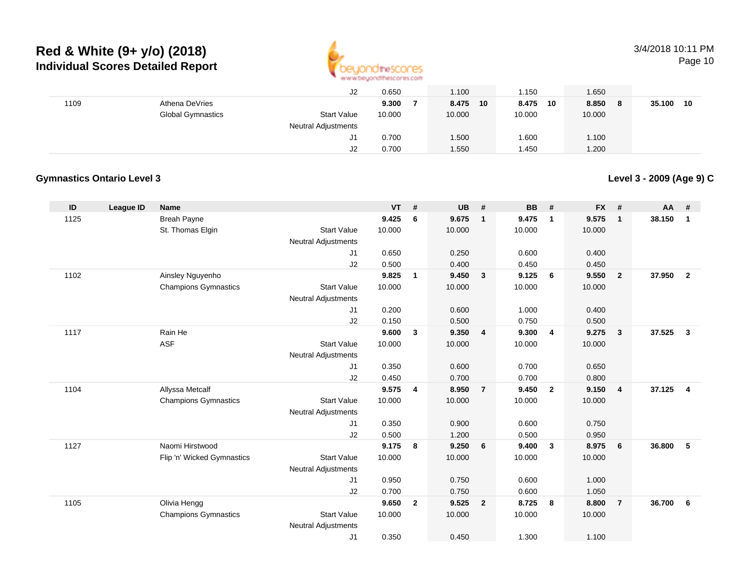# Red & White (9+ y/o) (2018)
## Individual Scores Detailed Report

3/4/2018 10:11 PM

| ID | League ID | Name | | VT | # | UB | # | BB | # | FX | # | AA | # |
|---|---|---|---|---|---|---|---|---|---|---|---|---|---|
| | | | J2 | 0.650 | | 1.100 | | 1.150 | | 1.650 | | | |
| 1109 | | Athena DeVries | | **9.300** | **7** | **8.475** | **10** | **8.475** | **10** | **8.850** | **8** | **35.100** | **10** |
| | | Global Gymnastics | Start Value | 10.000 | | 10.000 | | 10.000 | | 10.000 | | | |
| | | | Neutral Adjustments | | | | | | | | | | |
| | | | J1 | 0.700 | | 1.500 | | 1.600 | | 1.100 | | | |
| | | | J2 | 0.700 | | 1.550 | | 1.450 | | 1.200 | | | |

### Gymnastics Ontario Level 3

### Level 3 - 2009 (Age 9) C

| ID | League ID | Name | | VT | # | UB | # | BB | # | FX | # | AA | # |
|---|---|---|---|---|---|---|---|---|---|---|---|---|---|
| 1125 | | Breah Payne | | **9.425** | **6** | **9.675** | **1** | **9.475** | **1** | **9.575** | **1** | **38.150** | **1** |
| | | St. Thomas Elgin | Start Value | 10.000 | | 10.000 | | 10.000 | | 10.000 | | | |
| | | | Neutral Adjustments | | | | | | | | | | |
| | | | J1 | 0.650 | | 0.250 | | 0.600 | | 0.400 | | | |
| | | | J2 | 0.500 | | 0.400 | | 0.450 | | 0.450 | | | |
| 1102 | | Ainsley Nguyenho | | **9.825** | **1** | **9.450** | **3** | **9.125** | **6** | **9.550** | **2** | **37.950** | **2** |
| | | Champions Gymnastics | Start Value | 10.000 | | 10.000 | | 10.000 | | 10.000 | | | |
| | | | Neutral Adjustments | | | | | | | | | | |
| | | | J1 | 0.200 | | 0.600 | | 1.000 | | 0.400 | | | |
| | | | J2 | 0.150 | | 0.500 | | 0.750 | | 0.500 | | | |
| 1117 | | Rain He | | **9.600** | **3** | **9.350** | **4** | **9.300** | **4** | **9.275** | **3** | **37.525** | **3** |
| | | ASF | Start Value | 10.000 | | 10.000 | | 10.000 | | 10.000 | | | |
| | | | Neutral Adjustments | | | | | | | | | | |
| | | | J1 | 0.350 | | 0.600 | | 0.700 | | 0.650 | | | |
| | | | J2 | 0.450 | | 0.700 | | 0.700 | | 0.800 | | | |
| 1104 | | Allyssa Metcalf | | **9.575** | **4** | **8.950** | **7** | **9.450** | **2** | **9.150** | **4** | **37.125** | **4** |
| | | Champions Gymnastics | Start Value | 10.000 | | 10.000 | | 10.000 | | 10.000 | | | |
| | | | Neutral Adjustments | | | | | | | | | | |
| | | | J1 | 0.350 | | 0.900 | | 0.600 | | 0.750 | | | |
| | | | J2 | 0.500 | | 1.200 | | 0.500 | | 0.950 | | | |
| 1127 | | Naomi Hirstwood | | **9.175** | **8** | **9.250** | **6** | **9.400** | **3** | **8.975** | **6** | **36.800** | **5** |
| | | Flip 'n' Wicked Gymnastics | Start Value | 10.000 | | 10.000 | | 10.000 | | 10.000 | | | |
| | | | Neutral Adjustments | | | | | | | | | | |
| | | | J1 | 0.950 | | 0.750 | | 0.600 | | 1.000 | | | |
| | | | J2 | 0.700 | | 0.750 | | 0.600 | | 1.050 | | | |
| 1105 | | Olivia Hengg | | **9.650** | **2** | **9.525** | **2** | **8.725** | **8** | **8.800** | **7** | **36.700** | **6** |
| | | Champions Gymnastics | Start Value | 10.000 | | 10.000 | | 10.000 | | 10.000 | | | |
| | | | Neutral Adjustments | | | | | | | | | | |
| | | | J1 | 0.350 | | 0.450 | | 1.300 | | 1.100 | | | |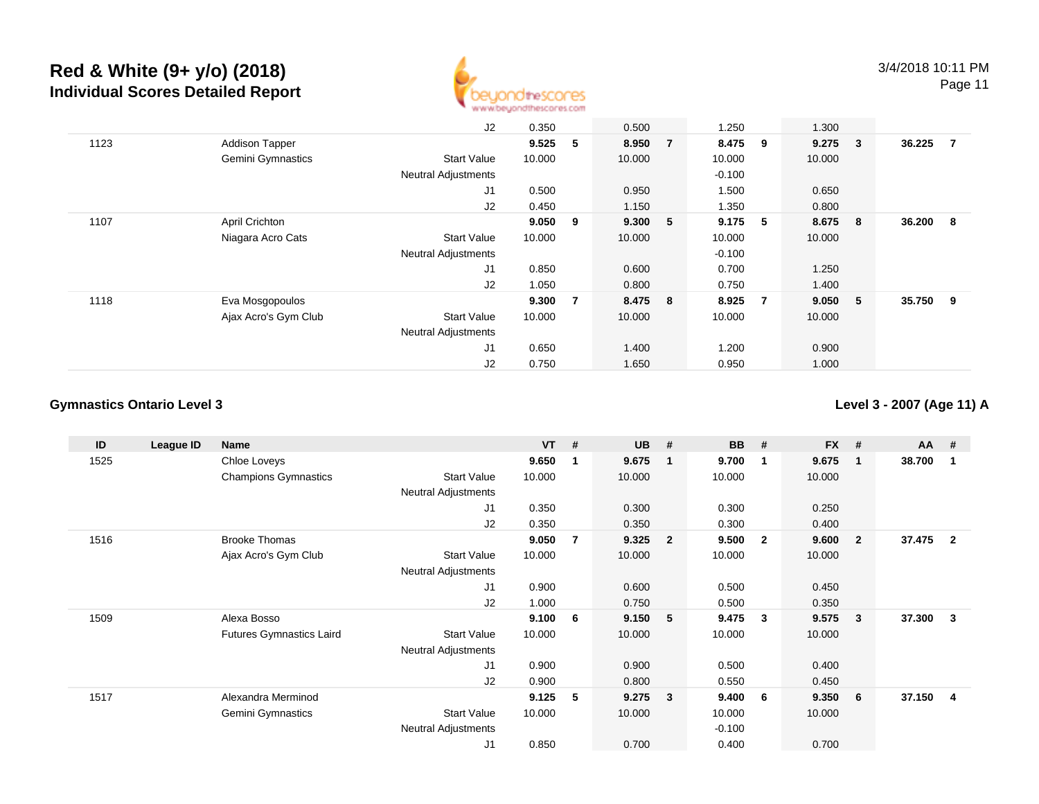# Red & White (9+ y/o) (2018)
## Individual Scores Detailed Report

| ID | League ID | Name | | VT | # | UB | # | BB | # | FX | # | AA | # |
|---|---|---|---|---|---|---|---|---|---|---|---|---|---|
| | | | J2 | 0.350 | | 0.500 | | 1.250 | | 1.300 | | | |
| 1123 | | Addison Tapper | | **9.525** | **5** | **8.950** | **7** | **8.475** | **9** | **9.275** | **3** | **36.225** | **7** |
| | | Gemini Gymnastics | Start Value | 10.000 | | 10.000 | | 10.000 | | 10.000 | | | |
| | | | Neutral Adjustments | | | | | -0.100 | | | | | |
| | | | J1 | 0.500 | | 0.950 | | 1.500 | | 0.650 | | | |
| | | | J2 | 0.450 | | 1.150 | | 1.350 | | 0.800 | | | |
| 1107 | | April Crichton | | **9.050** | **9** | **9.300** | **5** | **9.175** | **5** | **8.675** | **8** | **36.200** | **8** |
| | | Niagara Acro Cats | Start Value | 10.000 | | 10.000 | | 10.000 | | 10.000 | | | |
| | | | Neutral Adjustments | | | | | -0.100 | | | | | |
| | | | J1 | 0.850 | | 0.600 | | 0.700 | | 1.250 | | | |
| | | | J2 | 1.050 | | 0.800 | | 0.750 | | 1.400 | | | |
| 1118 | | Eva Mosgopoulos | | **9.300** | **7** | **8.475** | **8** | **8.925** | **7** | **9.050** | **5** | **35.750** | **9** |
| | | Ajax Acro's Gym Club | Start Value | 10.000 | | 10.000 | | 10.000 | | 10.000 | | | |
| | | | Neutral Adjustments | | | | | | | | | | |
| | | | J1 | 0.650 | | 1.400 | | 1.200 | | 0.900 | | | |
| | | | J2 | 0.750 | | 1.650 | | 0.950 | | 1.000 | | | |

### Gymnastics Ontario Level 3

### Level 3 - 2007 (Age 11) A

| ID | League ID | Name | | VT | # | UB | # | BB | # | FX | # | AA | # |
|---|---|---|---|---|---|---|---|---|---|---|---|---|---|
| 1525 | | Chloe Loveys | | **9.650** | **1** | **9.675** | **1** | **9.700** | **1** | **9.675** | **1** | **38.700** | **1** |
| | | Champions Gymnastics | Start Value | 10.000 | | 10.000 | | 10.000 | | 10.000 | | | |
| | | | Neutral Adjustments | | | | | | | | | | |
| | | | J1 | 0.350 | | 0.300 | | 0.300 | | 0.250 | | | |
| | | | J2 | 0.350 | | 0.350 | | 0.300 | | 0.400 | | | |
| 1516 | | Brooke Thomas | | **9.050** | **7** | **9.325** | **2** | **9.500** | **2** | **9.600** | **2** | **37.475** | **2** |
| | | Ajax Acro's Gym Club | Start Value | 10.000 | | 10.000 | | 10.000 | | 10.000 | | | |
| | | | Neutral Adjustments | | | | | | | | | | |
| | | | J1 | 0.900 | | 0.600 | | 0.500 | | 0.450 | | | |
| | | | J2 | 1.000 | | 0.750 | | 0.500 | | 0.350 | | | |
| 1509 | | Alexa Bosso | | **9.100** | **6** | **9.150** | **5** | **9.475** | **3** | **9.575** | **3** | **37.300** | **3** |
| | | Futures Gymnastics Laird | Start Value | 10.000 | | 10.000 | | 10.000 | | 10.000 | | | |
| | | | Neutral Adjustments | | | | | | | | | | |
| | | | J1 | 0.900 | | 0.900 | | 0.500 | | 0.400 | | | |
| | | | J2 | 0.900 | | 0.800 | | 0.550 | | 0.450 | | | |
| 1517 | | Alexandra Merminod | | **9.125** | **5** | **9.275** | **3** | **9.400** | **6** | **9.350** | **6** | **37.150** | **4** |
| | | Gemini Gymnastics | Start Value | 10.000 | | 10.000 | | 10.000 | | 10.000 | | | |
| | | | Neutral Adjustments | | | | | -0.100 | | | | | |
| | | | J1 | 0.850 | | 0.700 | | 0.400 | | 0.700 | | | |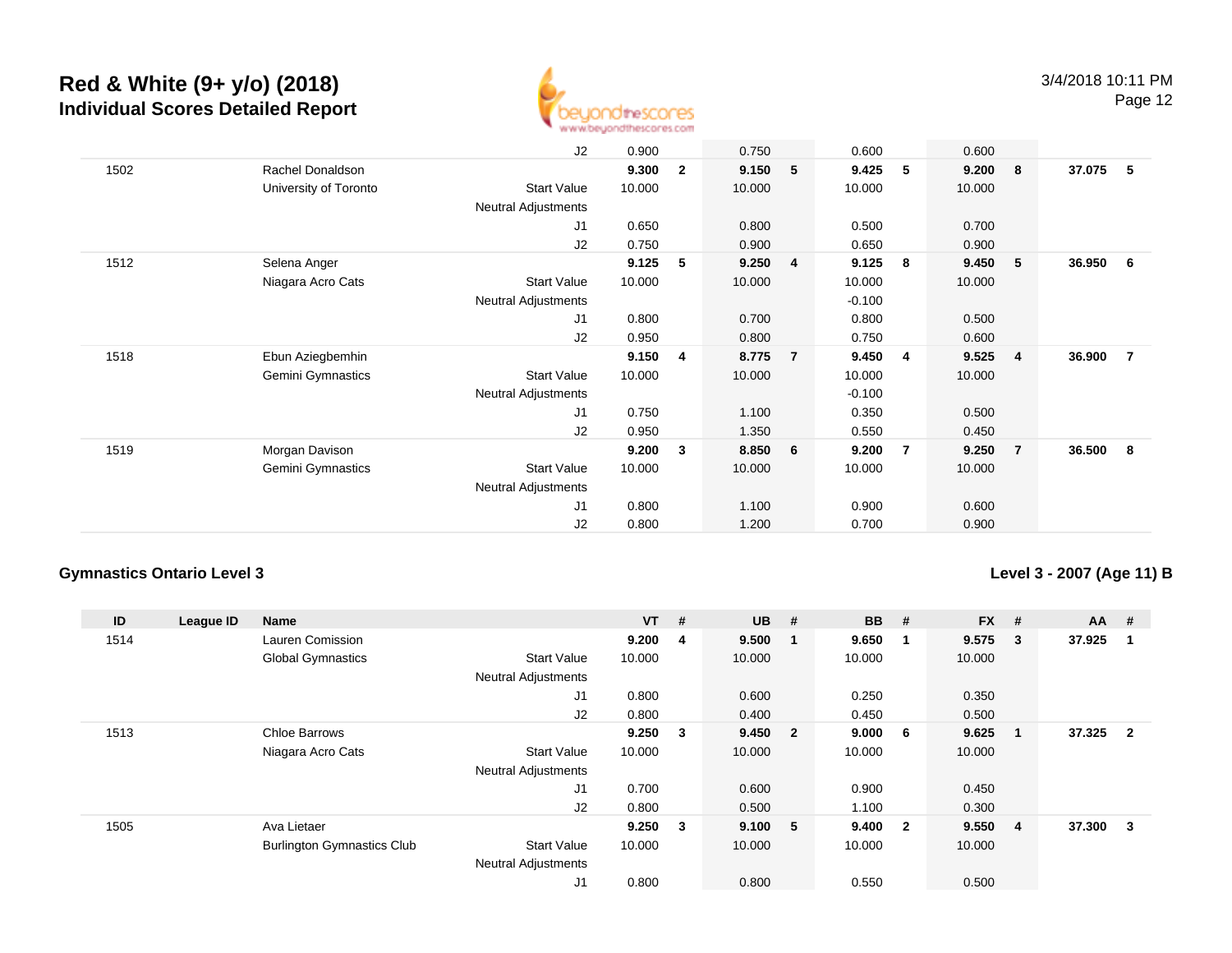# Red & White (9+ y/o) (2018)

## Individual Scores Detailed Report

3/4/2018 10:11 PM

| ID | League ID | Name | | VT | # | UB | # | BB | # | FX | # | AA | # |
|---|---|---|---|---|---|---|---|---|---|---|---|---|---|
| | | | J2 | 0.900 | | 0.750 | | 0.600 | | 0.600 | | | |
| 1502 | | Rachel Donaldson | | **9.300** | **2** | **9.150** | **5** | **9.425** | **5** | **9.200** | **8** | **37.075** | **5** |
| | | University of Toronto | Start Value | 10.000 | | 10.000 | | 10.000 | | 10.000 | | | |
| | | | Neutral Adjustments | | | | | | | | | | |
| | | | J1 | 0.650 | | 0.800 | | 0.500 | | 0.700 | | | |
| | | | J2 | 0.750 | | 0.900 | | 0.650 | | 0.900 | | | |
| 1512 | | Selena Anger | | **9.125** | **5** | **9.250** | **4** | **9.125** | **8** | **9.450** | **5** | **36.950** | **6** |
| | | Niagara Acro Cats | Start Value | 10.000 | | 10.000 | | 10.000 | | 10.000 | | | |
| | | | Neutral Adjustments | | | | | -0.100 | | | | | |
| | | | J1 | 0.800 | | 0.700 | | 0.800 | | 0.500 | | | |
| | | | J2 | 0.950 | | 0.800 | | 0.750 | | 0.600 | | | |
| 1518 | | Ebun Aziegbemhin | | **9.150** | **4** | **8.775** | **7** | **9.450** | **4** | **9.525** | **4** | **36.900** | **7** |
| | | Gemini Gymnastics | Start Value | 10.000 | | 10.000 | | 10.000 | | 10.000 | | | |
| | | | Neutral Adjustments | | | | | -0.100 | | | | | |
| | | | J1 | 0.750 | | 1.100 | | 0.350 | | 0.500 | | | |
| | | | J2 | 0.950 | | 1.350 | | 0.550 | | 0.450 | | | |
| 1519 | | Morgan Davison | | **9.200** | **3** | **8.850** | **6** | **9.200** | **7** | **9.250** | **7** | **36.500** | **8** |
| | | Gemini Gymnastics | Start Value | 10.000 | | 10.000 | | 10.000 | | 10.000 | | | |
| | | | Neutral Adjustments | | | | | | | | | | |
| | | | J1 | 0.800 | | 1.100 | | 0.900 | | 0.600 | | | |
| | | | J2 | 0.800 | | 1.200 | | 0.700 | | 0.900 | | | |

### Gymnastics Ontario Level 3

### Level 3 - 2007 (Age 11) B

| ID | League ID | Name | | VT | # | UB | # | BB | # | FX | # | AA | # |
|---|---|---|---|---|---|---|---|---|---|---|---|---|---|
| 1514 | | Lauren Comission | | **9.200** | **4** | **9.500** | **1** | **9.650** | **1** | **9.575** | **3** | **37.925** | **1** |
| | | Global Gymnastics | Start Value | 10.000 | | 10.000 | | 10.000 | | 10.000 | | | |
| | | | Neutral Adjustments | | | | | | | | | | |
| | | | J1 | 0.800 | | 0.600 | | 0.250 | | 0.350 | | | |
| | | | J2 | 0.800 | | 0.400 | | 0.450 | | 0.500 | | | |
| 1513 | | Chloe Barrows | | **9.250** | **3** | **9.450** | **2** | **9.000** | **6** | **9.625** | **1** | **37.325** | **2** |
| | | Niagara Acro Cats | Start Value | 10.000 | | 10.000 | | 10.000 | | 10.000 | | | |
| | | | Neutral Adjustments | | | | | | | | | | |
| | | | J1 | 0.700 | | 0.600 | | 0.900 | | 0.450 | | | |
| | | | J2 | 0.800 | | 0.500 | | 1.100 | | 0.300 | | | |
| 1505 | | Ava Lietaer | | **9.250** | **3** | **9.100** | **5** | **9.400** | **2** | **9.550** | **4** | **37.300** | **3** |
| | | Burlington Gymnastics Club | Start Value | 10.000 | | 10.000 | | 10.000 | | 10.000 | | | |
| | | | Neutral Adjustments | | | | | | | | | | |
| | | | J1 | 0.800 | | 0.800 | | 0.550 | | 0.500 | | | |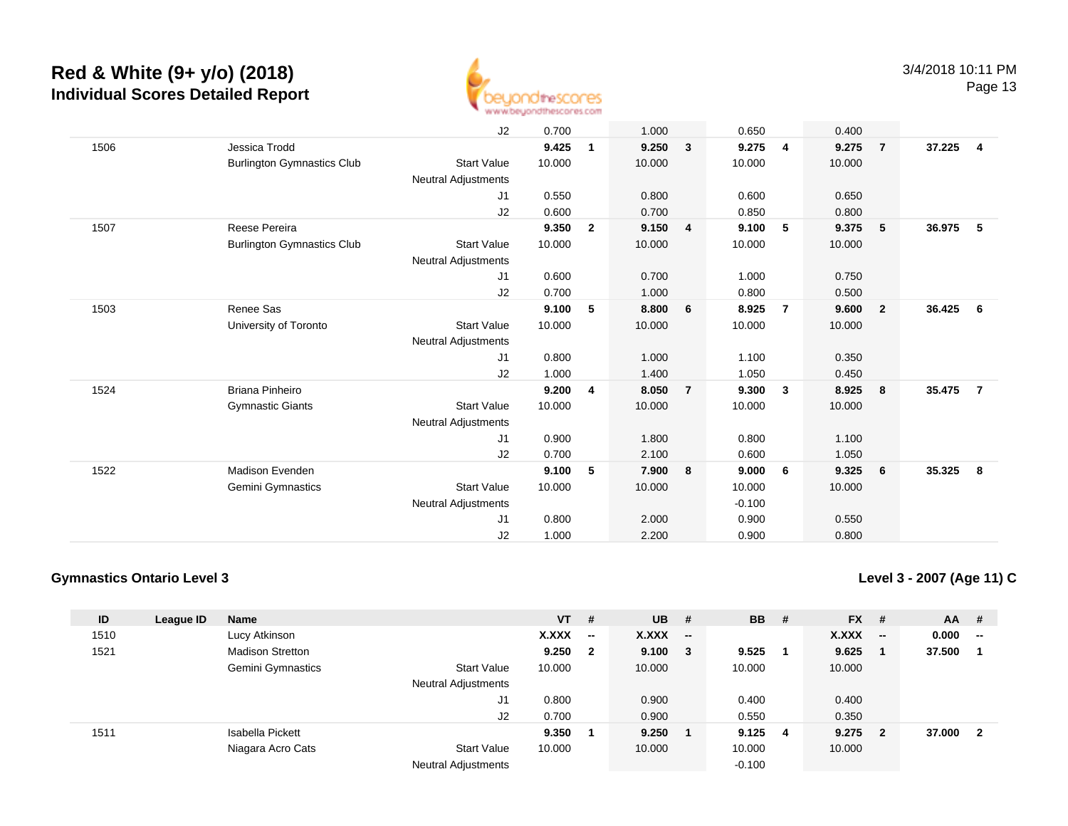# Red & White (9+ y/o) (2018)
## Individual Scores Detailed Report

| ID | League ID | Name | | VT | # | UB | # | BB | # | FX | # | AA | # |
|---|---|---|---|---|---|---|---|---|---|---|---|---|---|
| | | | J2 | 0.700 | | 1.000 | | 0.650 | | 0.400 | | | |
| 1506 | | Jessica Trodd | | **9.425** | **1** | **9.250** | **3** | **9.275** | **4** | **9.275** | **7** | **37.225** | **4** |
| | | Burlington Gymnastics Club | Start Value | 10.000 | | 10.000 | | 10.000 | | 10.000 | | | |
| | | | Neutral Adjustments | | | | | | | | | | |
| | | | J1 | 0.550 | | 0.800 | | 0.600 | | 0.650 | | | |
| | | | J2 | 0.600 | | 0.700 | | 0.850 | | 0.800 | | | |
| 1507 | | Reese Pereira | | **9.350** | **2** | **9.150** | **4** | **9.100** | **5** | **9.375** | **5** | **36.975** | **5** |
| | | Burlington Gymnastics Club | Start Value | 10.000 | | 10.000 | | 10.000 | | 10.000 | | | |
| | | | Neutral Adjustments | | | | | | | | | | |
| | | | J1 | 0.600 | | 0.700 | | 1.000 | | 0.750 | | | |
| | | | J2 | 0.700 | | 1.000 | | 0.800 | | 0.500 | | | |
| 1503 | | Renee Sas | | **9.100** | **5** | **8.800** | **6** | **8.925** | **7** | **9.600** | **2** | **36.425** | **6** |
| | | University of Toronto | Start Value | 10.000 | | 10.000 | | 10.000 | | 10.000 | | | |
| | | | Neutral Adjustments | | | | | | | | | | |
| | | | J1 | 0.800 | | 1.000 | | 1.100 | | 0.350 | | | |
| | | | J2 | 1.000 | | 1.400 | | 1.050 | | 0.450 | | | |
| 1524 | | Briana Pinheiro | | **9.200** | **4** | **8.050** | **7** | **9.300** | **3** | **8.925** | **8** | **35.475** | **7** |
| | | Gymnastic Giants | Start Value | 10.000 | | 10.000 | | 10.000 | | 10.000 | | | |
| | | | Neutral Adjustments | | | | | | | | | | |
| | | | J1 | 0.900 | | 1.800 | | 0.800 | | 1.100 | | | |
| | | | J2 | 0.700 | | 2.100 | | 0.600 | | 1.050 | | | |
| 1522 | | Madison Evenden | | **9.100** | **5** | **7.900** | **8** | **9.000** | **6** | **9.325** | **6** | **35.325** | **8** |
| | | Gemini Gymnastics | Start Value | 10.000 | | 10.000 | | 10.000 | | 10.000 | | | |
| | | | Neutral Adjustments | | | | | -0.100 | | | | | |
| | | | J1 | 0.800 | | 2.000 | | 0.900 | | 0.550 | | | |
| | | | J2 | 1.000 | | 2.200 | | 0.900 | | 0.800 | | | |

**Gymnastics Ontario Level 3**

**Level 3 - 2007 (Age 11) C**

| ID | League ID | Name | | VT | # | UB | # | BB | # | FX | # | AA | # |
|---|---|---|---|---|---|---|---|---|---|---|---|---|---|
| 1510 | | Lucy Atkinson | | **X.XXX** | **--** | **X.XXX** | **--** | | | **X.XXX** | **--** | **0.000** | **--** |
| 1521 | | Madison Stretton | | **9.250** | **2** | **9.100** | **3** | **9.525** | **1** | **9.625** | **1** | **37.500** | **1** |
| | | Gemini Gymnastics | Start Value | 10.000 | | 10.000 | | 10.000 | | 10.000 | | | |
| | | | Neutral Adjustments | | | | | | | | | | |
| | | | J1 | 0.800 | | 0.900 | | 0.400 | | 0.400 | | | |
| | | | J2 | 0.700 | | 0.900 | | 0.550 | | 0.350 | | | |
| 1511 | | Isabella Pickett | | **9.350** | **1** | **9.250** | **1** | **9.125** | **4** | **9.275** | **2** | **37.000** | **2** |
| | | Niagara Acro Cats | Start Value | 10.000 | | 10.000 | | 10.000 | | 10.000 | | | |
| | | | Neutral Adjustments | | | | | -0.100 | | | | | |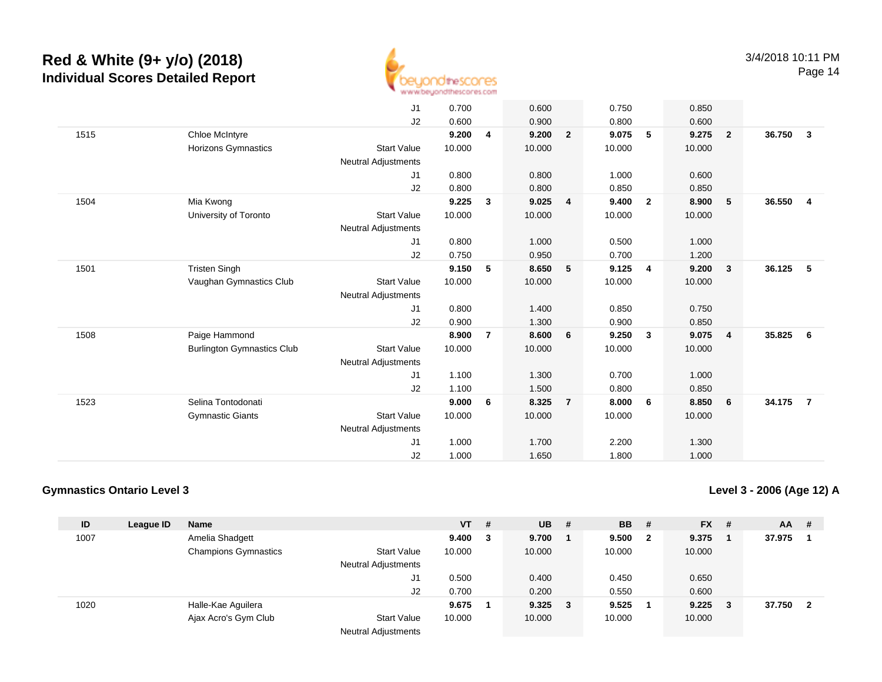# Red & White (9+ y/o) (2018)
## Individual Scores Detailed Report

| ID | League ID | Name | | VT | # | UB | # | BB | # | FX | # | AA | # |
|---|---|---|---|---|---|---|---|---|---|---|---|---|---|
| | | | J1 | 0.700 | | 0.600 | | 0.750 | | 0.850 | | | |
| | | | J2 | 0.600 | | 0.900 | | 0.800 | | 0.600 | | | |
| 1515 | | Chloe McIntyre | | **9.200** | **4** | **9.200** | **2** | **9.075** | **5** | **9.275** | **2** | **36.750** | **3** |
| | | Horizons Gymnastics | Start Value | 10.000 | | 10.000 | | 10.000 | | 10.000 | | | |
| | | | Neutral Adjustments | | | | | | | | | | |
| | | | J1 | 0.800 | | 0.800 | | 1.000 | | 0.600 | | | |
| | | | J2 | 0.800 | | 0.800 | | 0.850 | | 0.850 | | | |
| 1504 | | Mia Kwong | | **9.225** | **3** | **9.025** | **4** | **9.400** | **2** | **8.900** | **5** | **36.550** | **4** |
| | | University of Toronto | Start Value | 10.000 | | 10.000 | | 10.000 | | 10.000 | | | |
| | | | Neutral Adjustments | | | | | | | | | | |
| | | | J1 | 0.800 | | 1.000 | | 0.500 | | 1.000 | | | |
| | | | J2 | 0.750 | | 0.950 | | 0.700 | | 1.200 | | | |
| 1501 | | Tristen Singh | | **9.150** | **5** | **8.650** | **5** | **9.125** | **4** | **9.200** | **3** | **36.125** | **5** |
| | | Vaughan Gymnastics Club | Start Value | 10.000 | | 10.000 | | 10.000 | | 10.000 | | | |
| | | | Neutral Adjustments | | | | | | | | | | |
| | | | J1 | 0.800 | | 1.400 | | 0.850 | | 0.750 | | | |
| | | | J2 | 0.900 | | 1.300 | | 0.900 | | 0.850 | | | |
| 1508 | | Paige Hammond | | **8.900** | **7** | **8.600** | **6** | **9.250** | **3** | **9.075** | **4** | **35.825** | **6** |
| | | Burlington Gymnastics Club | Start Value | 10.000 | | 10.000 | | 10.000 | | 10.000 | | | |
| | | | Neutral Adjustments | | | | | | | | | | |
| | | | J1 | 1.100 | | 1.300 | | 0.700 | | 1.000 | | | |
| | | | J2 | 1.100 | | 1.500 | | 0.800 | | 0.850 | | | |
| 1523 | | Selina Tontodonati | | **9.000** | **6** | **8.325** | **7** | **8.000** | **6** | **8.850** | **6** | **34.175** | **7** |
| | | Gymnastic Giants | Start Value | 10.000 | | 10.000 | | 10.000 | | 10.000 | | | |
| | | | Neutral Adjustments | | | | | | | | | | |
| | | | J1 | 1.000 | | 1.700 | | 2.200 | | 1.300 | | | |
| | | | J2 | 1.000 | | 1.650 | | 1.800 | | 1.000 | | | |

### Gymnastics Ontario Level 3

### Level 3 - 2006 (Age 12) A

| ID | League ID | Name | | VT | # | UB | # | BB | # | FX | # | AA | # |
|---|---|---|---|---|---|---|---|---|---|---|---|---|---|
| 1007 | | Amelia Shadgett | | **9.400** | **3** | **9.700** | **1** | **9.500** | **2** | **9.375** | **1** | **37.975** | **1** |
| | | Champions Gymnastics | Start Value | 10.000 | | 10.000 | | 10.000 | | 10.000 | | | |
| | | | Neutral Adjustments | | | | | | | | | | |
| | | | J1 | 0.500 | | 0.400 | | 0.450 | | 0.650 | | | |
| | | | J2 | 0.700 | | 0.200 | | 0.550 | | 0.600 | | | |
| 1020 | | Halle-Kae Aguilera | | **9.675** | **1** | **9.325** | **3** | **9.525** | **1** | **9.225** | **3** | **37.750** | **2** |
| | | Ajax Acro's Gym Club | Start Value | 10.000 | | 10.000 | | 10.000 | | 10.000 | | | |
| | | | Neutral Adjustments | | | | | | | | | | |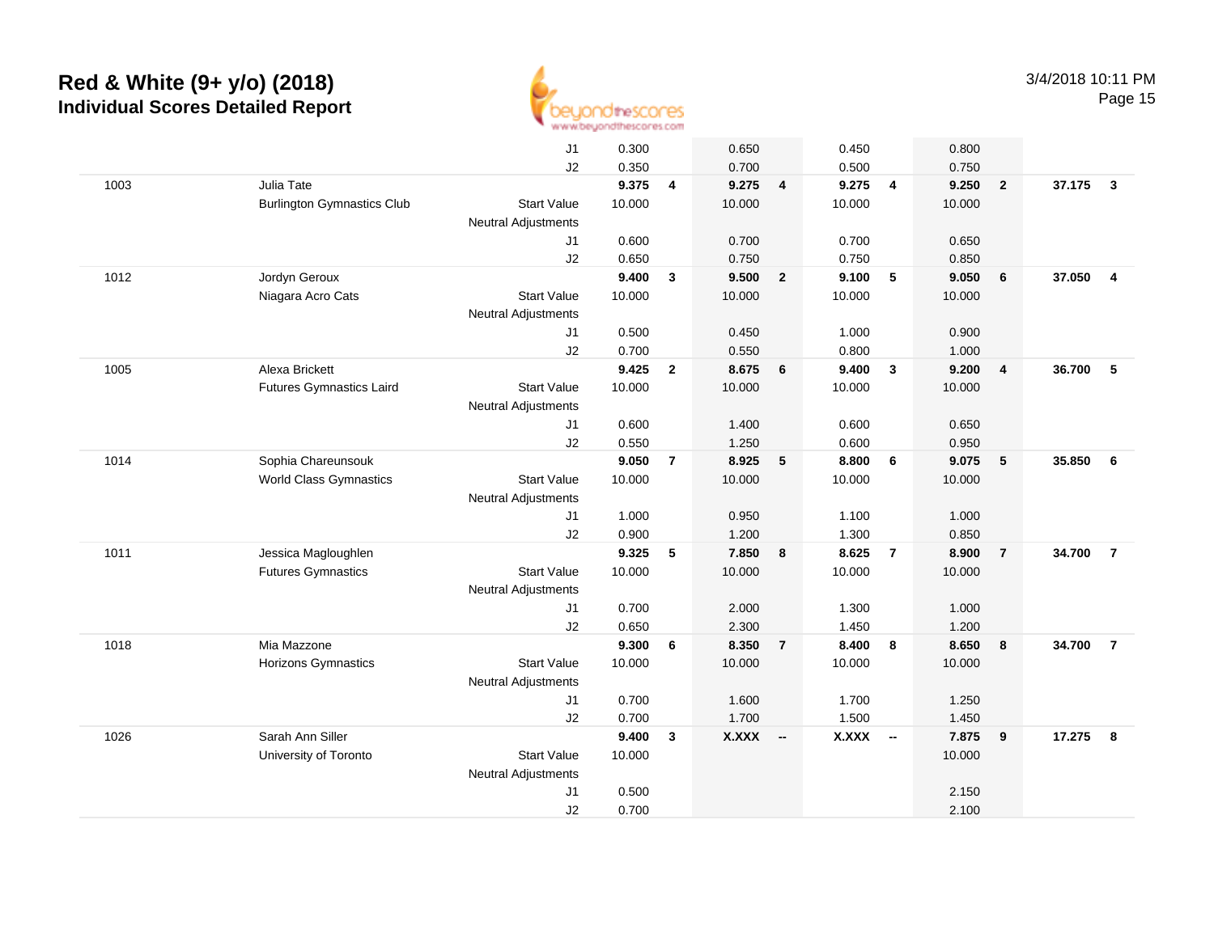# Red & White (9+ y/o) (2018)
## Individual Scores Detailed Report

3/4/2018 10:11 PM

| | | | | | | | | | | | | |
|---|---|---|---|---|---|---|---|---|---|---|---|---|
| | | J1 | 0.300 | | 0.650 | | 0.450 | | 0.800 | | | |
| | | J2 | 0.350 | | 0.700 | | 0.500 | | 0.750 | | | |
| 1003 | Julia Tate | | **9.375** | **4** | **9.275** | **4** | **9.275** | **4** | **9.250** | **2** | **37.175** | **3** |
| | Burlington Gymnastics Club | Start Value | 10.000 | | 10.000 | | 10.000 | | 10.000 | | | |
| | | Neutral Adjustments | | | | | | | | | | |
| | | J1 | 0.600 | | 0.700 | | 0.700 | | 0.650 | | | |
| | | J2 | 0.650 | | 0.750 | | 0.750 | | 0.850 | | | |
| 1012 | Jordyn Geroux | | **9.400** | **3** | **9.500** | **2** | **9.100** | **5** | **9.050** | **6** | **37.050** | **4** |
| | Niagara Acro Cats | Start Value | 10.000 | | 10.000 | | 10.000 | | 10.000 | | | |
| | | Neutral Adjustments | | | | | | | | | | |
| | | J1 | 0.500 | | 0.450 | | 1.000 | | 0.900 | | | |
| | | J2 | 0.700 | | 0.550 | | 0.800 | | 1.000 | | | |
| 1005 | Alexa Brickett | | **9.425** | **2** | **8.675** | **6** | **9.400** | **3** | **9.200** | **4** | **36.700** | **5** |
| | Futures Gymnastics Laird | Start Value | 10.000 | | 10.000 | | 10.000 | | 10.000 | | | |
| | | Neutral Adjustments | | | | | | | | | | |
| | | J1 | 0.600 | | 1.400 | | 0.600 | | 0.650 | | | |
| | | J2 | 0.550 | | 1.250 | | 0.600 | | 0.950 | | | |
| 1014 | Sophia Chareunsouk | | **9.050** | **7** | **8.925** | **5** | **8.800** | **6** | **9.075** | **5** | **35.850** | **6** |
| | World Class Gymnastics | Start Value | 10.000 | | 10.000 | | 10.000 | | 10.000 | | | |
| | | Neutral Adjustments | | | | | | | | | | |
| | | J1 | 1.000 | | 0.950 | | 1.100 | | 1.000 | | | |
| | | J2 | 0.900 | | 1.200 | | 1.300 | | 0.850 | | | |
| 1011 | Jessica Magloughlen | | **9.325** | **5** | **7.850** | **8** | **8.625** | **7** | **8.900** | **7** | **34.700** | **7** |
| | Futures Gymnastics | Start Value | 10.000 | | 10.000 | | 10.000 | | 10.000 | | | |
| | | Neutral Adjustments | | | | | | | | | | |
| | | J1 | 0.700 | | 2.000 | | 1.300 | | 1.000 | | | |
| | | J2 | 0.650 | | 2.300 | | 1.450 | | 1.200 | | | |
| 1018 | Mia Mazzone | | **9.300** | **6** | **8.350** | **7** | **8.400** | **8** | **8.650** | **8** | **34.700** | **7** |
| | Horizons Gymnastics | Start Value | 10.000 | | 10.000 | | 10.000 | | 10.000 | | | |
| | | Neutral Adjustments | | | | | | | | | | |
| | | J1 | 0.700 | | 1.600 | | 1.700 | | 1.250 | | | |
| | | J2 | 0.700 | | 1.700 | | 1.500 | | 1.450 | | | |
| 1026 | Sarah Ann Siller | | **9.400** | **3** | **X.XXX** | **--** | **X.XXX** | **--** | **7.875** | **9** | **17.275** | **8** |
| | University of Toronto | Start Value | 10.000 | | | | | | 10.000 | | | |
| | | Neutral Adjustments | | | | | | | | | | |
| | | J1 | 0.500 | | | | | | 2.150 | | | |
| | | J2 | 0.700 | | | | | | 2.100 | | | |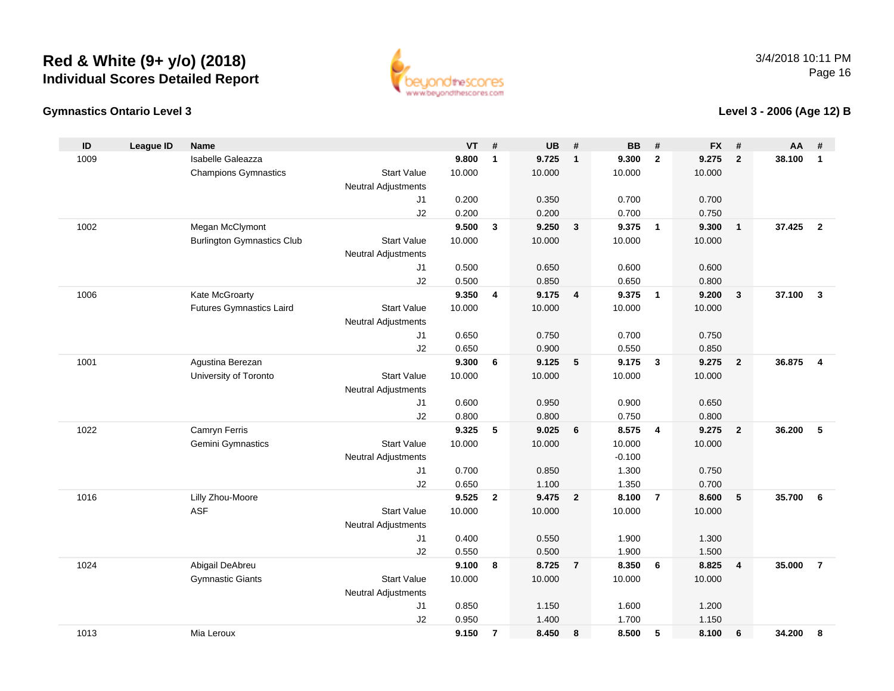# Red & White (9+ y/o) (2018)
## Individual Scores Detailed Report

3/4/2018 10:11 PM

### Gymnastics Ontario Level 3

### Level 3 - 2006 (Age 12) B

| ID | League ID | Name | | VT | # | UB | # | BB | # | FX | # | AA | # |
|---|---|---|---|---|---|---|---|---|---|---|---|---|---|
| 1009 | | Isabelle Galeazza | | **9.800** | **1** | **9.725** | **1** | **9.300** | **2** | **9.275** | **2** | **38.100** | **1** |
| | | Champions Gymnastics | Start Value | 10.000 | | 10.000 | | 10.000 | | 10.000 | | | |
| | | | Neutral Adjustments | | | | | | | | | | |
| | | | J1 | 0.200 | | 0.350 | | 0.700 | | 0.700 | | | |
| | | | J2 | 0.200 | | 0.200 | | 0.700 | | 0.750 | | | |
| 1002 | | Megan McClymont | | **9.500** | **3** | **9.250** | **3** | **9.375** | **1** | **9.300** | **1** | **37.425** | **2** |
| | | Burlington Gymnastics Club | Start Value | 10.000 | | 10.000 | | 10.000 | | 10.000 | | | |
| | | | Neutral Adjustments | | | | | | | | | | |
| | | | J1 | 0.500 | | 0.650 | | 0.600 | | 0.600 | | | |
| | | | J2 | 0.500 | | 0.850 | | 0.650 | | 0.800 | | | |
| 1006 | | Kate McGroarty | | **9.350** | **4** | **9.175** | **4** | **9.375** | **1** | **9.200** | **3** | **37.100** | **3** |
| | | Futures Gymnastics Laird | Start Value | 10.000 | | 10.000 | | 10.000 | | 10.000 | | | |
| | | | Neutral Adjustments | | | | | | | | | | |
| | | | J1 | 0.650 | | 0.750 | | 0.700 | | 0.750 | | | |
| | | | J2 | 0.650 | | 0.900 | | 0.550 | | 0.850 | | | |
| 1001 | | Agustina Berezan | | **9.300** | **6** | **9.125** | **5** | **9.175** | **3** | **9.275** | **2** | **36.875** | **4** |
| | | University of Toronto | Start Value | 10.000 | | 10.000 | | 10.000 | | 10.000 | | | |
| | | | Neutral Adjustments | | | | | | | | | | |
| | | | J1 | 0.600 | | 0.950 | | 0.900 | | 0.650 | | | |
| | | | J2 | 0.800 | | 0.800 | | 0.750 | | 0.800 | | | |
| 1022 | | Camryn Ferris | | **9.325** | **5** | **9.025** | **6** | **8.575** | **4** | **9.275** | **2** | **36.200** | **5** |
| | | Gemini Gymnastics | Start Value | 10.000 | | 10.000 | | 10.000 | | 10.000 | | | |
| | | | Neutral Adjustments | | | | | -0.100 | | | | | |
| | | | J1 | 0.700 | | 0.850 | | 1.300 | | 0.750 | | | |
| | | | J2 | 0.650 | | 1.100 | | 1.350 | | 0.700 | | | |
| 1016 | | Lilly Zhou-Moore | | **9.525** | **2** | **9.475** | **2** | **8.100** | **7** | **8.600** | **5** | **35.700** | **6** |
| | | ASF | Start Value | 10.000 | | 10.000 | | 10.000 | | 10.000 | | | |
| | | | Neutral Adjustments | | | | | | | | | | |
| | | | J1 | 0.400 | | 0.550 | | 1.900 | | 1.300 | | | |
| | | | J2 | 0.550 | | 0.500 | | 1.900 | | 1.500 | | | |
| 1024 | | Abigail DeAbreu | | **9.100** | **8** | **8.725** | **7** | **8.350** | **6** | **8.825** | **4** | **35.000** | **7** |
| | | Gymnastic Giants | Start Value | 10.000 | | 10.000 | | 10.000 | | 10.000 | | | |
| | | | Neutral Adjustments | | | | | | | | | | |
| | | | J1 | 0.850 | | 1.150 | | 1.600 | | 1.200 | | | |
| | | | J2 | 0.950 | | 1.400 | | 1.700 | | 1.150 | | | |
| 1013 | | Mia Leroux | | **9.150** | **7** | **8.450** | **8** | **8.500** | **5** | **8.100** | **6** | **34.200** | **8** |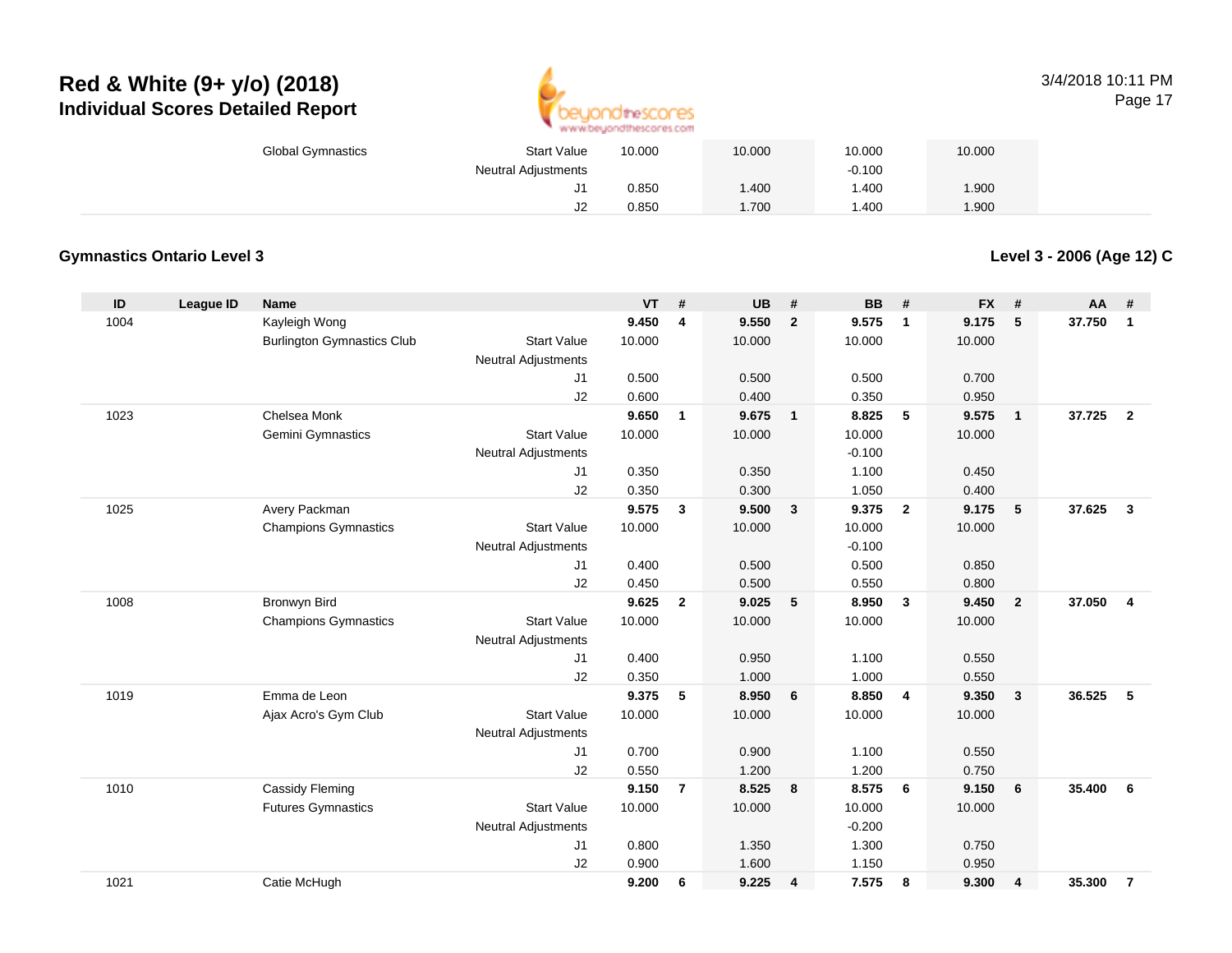| | | | | VT | # | UB | # | BB | # | FX | # | AA | # |
|---|---|---|---|---|---|---|---|---|---|---|---|---|---|
| | | Global Gymnastics | Start Value | 10.000 | | 10.000 | | 10.000 | | 10.000 | | | |
| | | | Neutral Adjustments | | | | | -0.100 | | | | | |
| | | | J1 | 0.850 | | 1.400 | | 1.400 | | 1.900 | | | |
| | | | J2 | 0.850 | | 1.700 | | 1.400 | | 1.900 | | | |

**Gymnastics Ontario Level 3**

**Level 3 - 2006 (Age 12) C**

| ID | League ID | Name | | VT | # | UB | # | BB | # | FX | # | AA | # |
|---|---|---|---|---|---|---|---|---|---|---|---|---|---|
| 1004 | | Kayleigh Wong | | **9.450** | **4** | **9.550** | **2** | **9.575** | **1** | **9.175** | **5** | **37.750** | **1** |
| | | Burlington Gymnastics Club | Start Value | 10.000 | | 10.000 | | 10.000 | | 10.000 | | | |
| | | | Neutral Adjustments | | | | | | | | | | |
| | | | J1 | 0.500 | | 0.500 | | 0.500 | | 0.700 | | | |
| | | | J2 | 0.600 | | 0.400 | | 0.350 | | 0.950 | | | |
| 1023 | | Chelsea Monk | | **9.650** | **1** | **9.675** | **1** | **8.825** | **5** | **9.575** | **1** | **37.725** | **2** |
| | | Gemini Gymnastics | Start Value | 10.000 | | 10.000 | | 10.000 | | 10.000 | | | |
| | | | Neutral Adjustments | | | | | -0.100 | | | | | |
| | | | J1 | 0.350 | | 0.350 | | 1.100 | | 0.450 | | | |
| | | | J2 | 0.350 | | 0.300 | | 1.050 | | 0.400 | | | |
| 1025 | | Avery Packman | | **9.575** | **3** | **9.500** | **3** | **9.375** | **2** | **9.175** | **5** | **37.625** | **3** |
| | | Champions Gymnastics | Start Value | 10.000 | | 10.000 | | 10.000 | | 10.000 | | | |
| | | | Neutral Adjustments | | | | | -0.100 | | | | | |
| | | | J1 | 0.400 | | 0.500 | | 0.500 | | 0.850 | | | |
| | | | J2 | 0.450 | | 0.500 | | 0.550 | | 0.800 | | | |
| 1008 | | Bronwyn Bird | | **9.625** | **2** | **9.025** | **5** | **8.950** | **3** | **9.450** | **2** | **37.050** | **4** |
| | | Champions Gymnastics | Start Value | 10.000 | | 10.000 | | 10.000 | | 10.000 | | | |
| | | | Neutral Adjustments | | | | | | | | | | |
| | | | J1 | 0.400 | | 0.950 | | 1.100 | | 0.550 | | | |
| | | | J2 | 0.350 | | 1.000 | | 1.000 | | 0.550 | | | |
| 1019 | | Emma de Leon | | **9.375** | **5** | **8.950** | **6** | **8.850** | **4** | **9.350** | **3** | **36.525** | **5** |
| | | Ajax Acro's Gym Club | Start Value | 10.000 | | 10.000 | | 10.000 | | 10.000 | | | |
| | | | Neutral Adjustments | | | | | | | | | | |
| | | | J1 | 0.700 | | 0.900 | | 1.100 | | 0.550 | | | |
| | | | J2 | 0.550 | | 1.200 | | 1.200 | | 0.750 | | | |
| 1010 | | Cassidy Fleming | | **9.150** | **7** | **8.525** | **8** | **8.575** | **6** | **9.150** | **6** | **35.400** | **6** |
| | | Futures Gymnastics | Start Value | 10.000 | | 10.000 | | 10.000 | | 10.000 | | | |
| | | | Neutral Adjustments | | | | | -0.200 | | | | | |
| | | | J1 | 0.800 | | 1.350 | | 1.300 | | 0.750 | | | |
| | | | J2 | 0.900 | | 1.600 | | 1.150 | | 0.950 | | | |
| 1021 | | Catie McHugh | | **9.200** | **6** | **9.225** | **4** | **7.575** | **8** | **9.300** | **4** | **35.300** | **7** |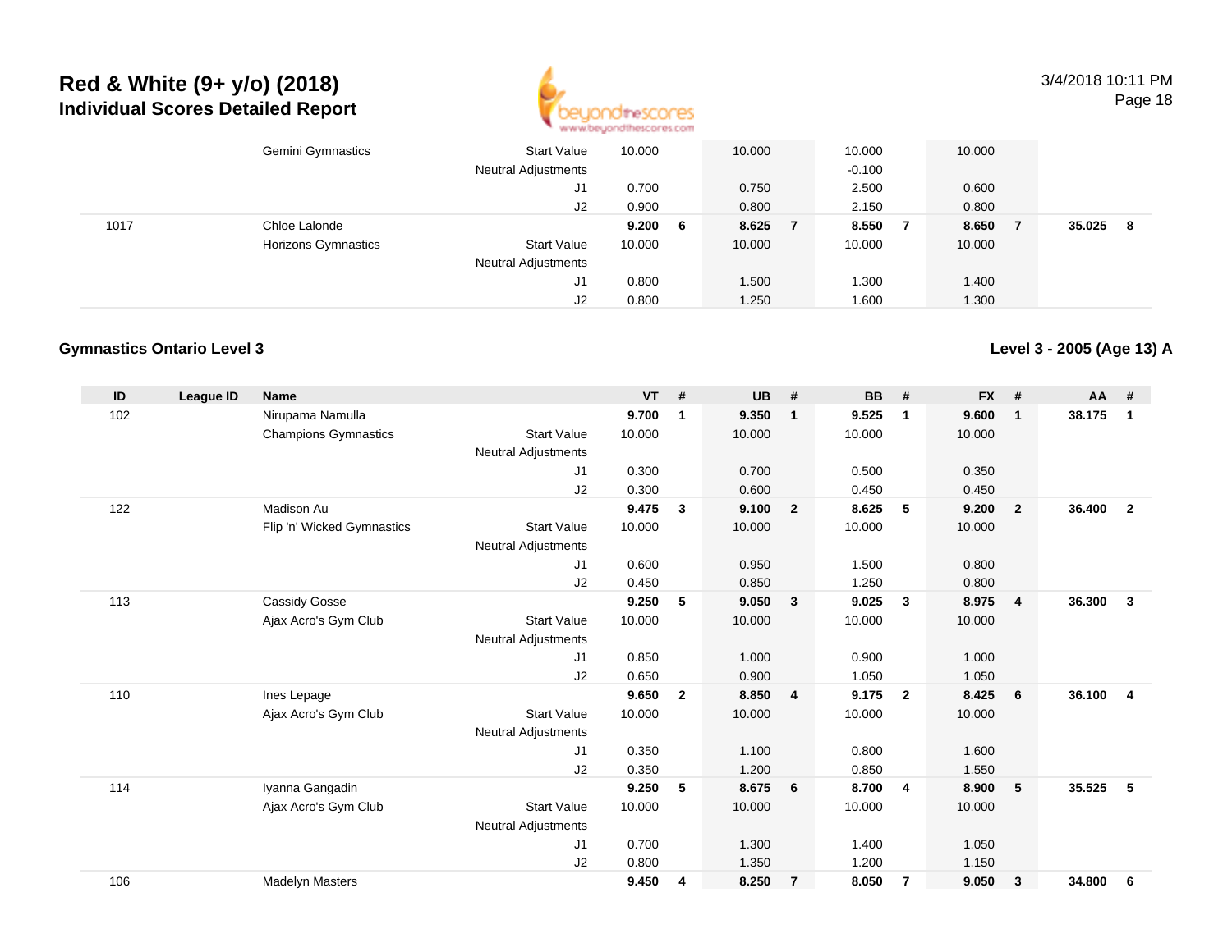# Red & White (9+ y/o) (2018)
## Individual Scores Detailed Report

| ID | League ID | Name | | VT | # | UB | # | BB | # | FX | # | AA | # |
|---|---|---|---|---|---|---|---|---|---|---|---|---|---|
| | | Gemini Gymnastics | Start Value | 10.000 | | 10.000 | | 10.000 | | 10.000 | | | |
| | | | Neutral Adjustments | | | | | -0.100 | | | | | |
| | | | J1 | 0.700 | | 0.750 | | 2.500 | | 0.600 | | | |
| | | | J2 | 0.900 | | 0.800 | | 2.150 | | 0.800 | | | |
| 1017 | | Chloe Lalonde | | **9.200** | **6** | **8.625** | **7** | **8.550** | **7** | **8.650** | **7** | **35.025** | **8** |
| | | Horizons Gymnastics | Start Value | 10.000 | | 10.000 | | 10.000 | | 10.000 | | | |
| | | | Neutral Adjustments | | | | | | | | | | |
| | | | J1 | 0.800 | | 1.500 | | 1.300 | | 1.400 | | | |
| | | | J2 | 0.800 | | 1.250 | | 1.600 | | 1.300 | | | |

### Gymnastics Ontario Level 3

### Level 3 - 2005 (Age 13) A

| ID | League ID | Name | | VT | # | UB | # | BB | # | FX | # | AA | # |
|---|---|---|---|---|---|---|---|---|---|---|---|---|---|
| 102 | | Nirupama Namulla | | **9.700** | **1** | **9.350** | **1** | **9.525** | **1** | **9.600** | **1** | **38.175** | **1** |
| | | Champions Gymnastics | Start Value | 10.000 | | 10.000 | | 10.000 | | 10.000 | | | |
| | | | Neutral Adjustments | | | | | | | | | | |
| | | | J1 | 0.300 | | 0.700 | | 0.500 | | 0.350 | | | |
| | | | J2 | 0.300 | | 0.600 | | 0.450 | | 0.450 | | | |
| 122 | | Madison Au | | **9.475** | **3** | **9.100** | **2** | **8.625** | **5** | **9.200** | **2** | **36.400** | **2** |
| | | Flip 'n' Wicked Gymnastics | Start Value | 10.000 | | 10.000 | | 10.000 | | 10.000 | | | |
| | | | Neutral Adjustments | | | | | | | | | | |
| | | | J1 | 0.600 | | 0.950 | | 1.500 | | 0.800 | | | |
| | | | J2 | 0.450 | | 0.850 | | 1.250 | | 0.800 | | | |
| 113 | | Cassidy Gosse | | **9.250** | **5** | **9.050** | **3** | **9.025** | **3** | **8.975** | **4** | **36.300** | **3** |
| | | Ajax Acro's Gym Club | Start Value | 10.000 | | 10.000 | | 10.000 | | 10.000 | | | |
| | | | Neutral Adjustments | | | | | | | | | | |
| | | | J1 | 0.850 | | 1.000 | | 0.900 | | 1.000 | | | |
| | | | J2 | 0.650 | | 0.900 | | 1.050 | | 1.050 | | | |
| 110 | | Ines Lepage | | **9.650** | **2** | **8.850** | **4** | **9.175** | **2** | **8.425** | **6** | **36.100** | **4** |
| | | Ajax Acro's Gym Club | Start Value | 10.000 | | 10.000 | | 10.000 | | 10.000 | | | |
| | | | Neutral Adjustments | | | | | | | | | | |
| | | | J1 | 0.350 | | 1.100 | | 0.800 | | 1.600 | | | |
| | | | J2 | 0.350 | | 1.200 | | 0.850 | | 1.550 | | | |
| 114 | | Iyanna Gangadin | | **9.250** | **5** | **8.675** | **6** | **8.700** | **4** | **8.900** | **5** | **35.525** | **5** |
| | | Ajax Acro's Gym Club | Start Value | 10.000 | | 10.000 | | 10.000 | | 10.000 | | | |
| | | | Neutral Adjustments | | | | | | | | | | |
| | | | J1 | 0.700 | | 1.300 | | 1.400 | | 1.050 | | | |
| | | | J2 | 0.800 | | 1.350 | | 1.200 | | 1.150 | | | |
| 106 | | Madelyn Masters | | **9.450** | **4** | **8.250** | **7** | **8.050** | **7** | **9.050** | **3** | **34.800** | **6** |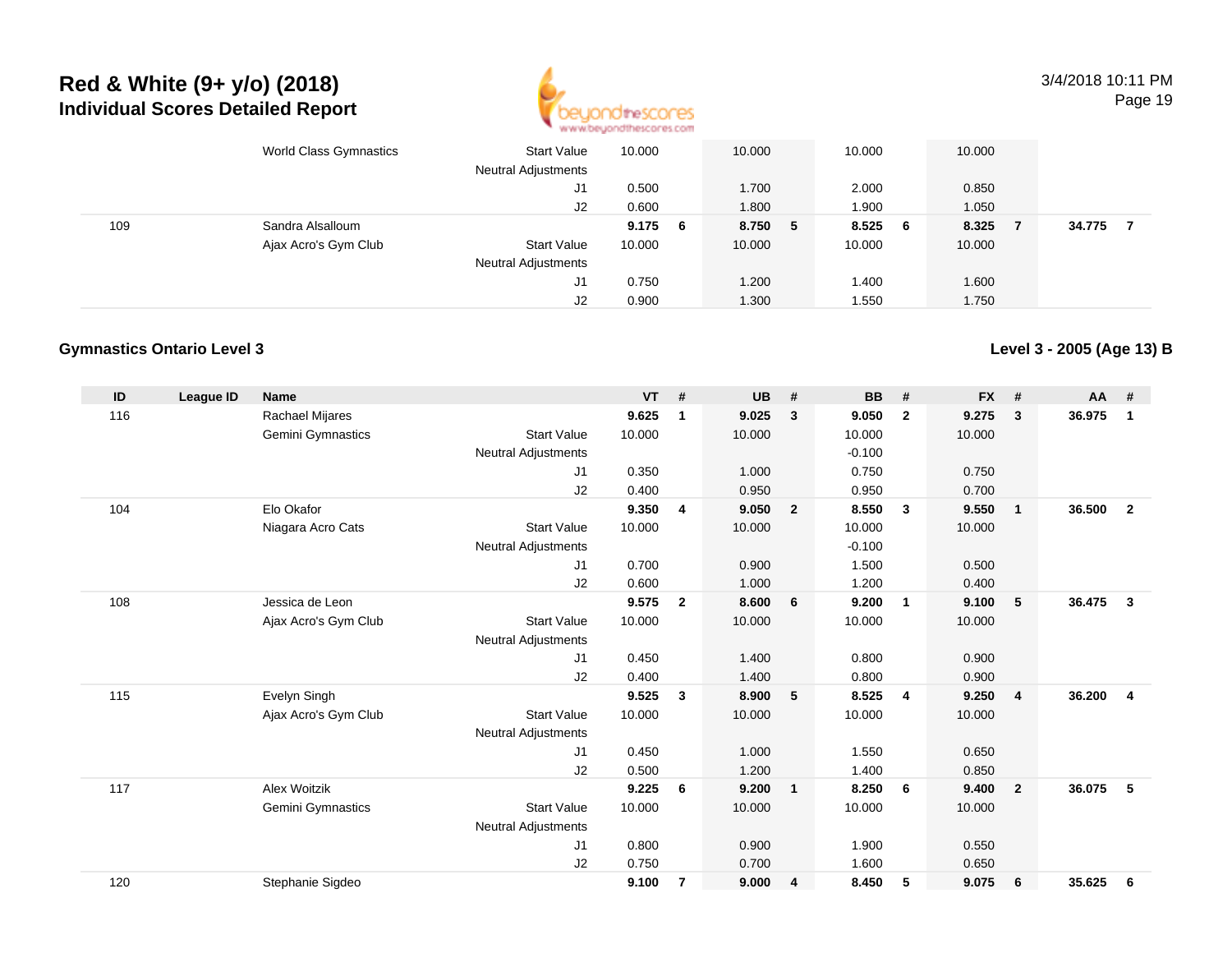# Red & White (9+ y/o) (2018)

## Individual Scores Detailed Report

3/4/2018 10:11 PM

| ID | League ID | Name | | VT | # | UB | # | BB | # | FX | # | AA | # |
|---|---|---|---|---|---|---|---|---|---|---|---|---|---|
| | | World Class Gymnastics | Start Value | 10.000 | | 10.000 | | 10.000 | | 10.000 | | | |
| | | | Neutral Adjustments | | | | | | | | | | |
| | | | J1 | 0.500 | | 1.700 | | 2.000 | | 0.850 | | | |
| | | | J2 | 0.600 | | 1.800 | | 1.900 | | 1.050 | | | |
| 109 | | Sandra Alsalloum | | **9.175** | **6** | **8.750** | **5** | **8.525** | **6** | **8.325** | **7** | **34.775** | **7** |
| | | Ajax Acro's Gym Club | Start Value | 10.000 | | 10.000 | | 10.000 | | 10.000 | | | |
| | | | Neutral Adjustments | | | | | | | | | | |
| | | | J1 | 0.750 | | 1.200 | | 1.400 | | 1.600 | | | |
| | | | J2 | 0.900 | | 1.300 | | 1.550 | | 1.750 | | | |

### Gymnastics Ontario Level 3

**Level 3 - 2005 (Age 13) B**

| ID | League ID | Name | | VT | # | UB | # | BB | # | FX | # | AA | # |
|---|---|---|---|---|---|---|---|---|---|---|---|---|---|
| 116 | | Rachael Mijares | | **9.625** | **1** | **9.025** | **3** | **9.050** | **2** | **9.275** | **3** | **36.975** | **1** |
| | | Gemini Gymnastics | Start Value | 10.000 | | 10.000 | | 10.000 | | 10.000 | | | |
| | | | Neutral Adjustments | | | | | -0.100 | | | | | |
| | | | J1 | 0.350 | | 1.000 | | 0.750 | | 0.750 | | | |
| | | | J2 | 0.400 | | 0.950 | | 0.950 | | 0.700 | | | |
| 104 | | Elo Okafor | | **9.350** | **4** | **9.050** | **2** | **8.550** | **3** | **9.550** | **1** | **36.500** | **2** |
| | | Niagara Acro Cats | Start Value | 10.000 | | 10.000 | | 10.000 | | 10.000 | | | |
| | | | Neutral Adjustments | | | | | -0.100 | | | | | |
| | | | J1 | 0.700 | | 0.900 | | 1.500 | | 0.500 | | | |
| | | | J2 | 0.600 | | 1.000 | | 1.200 | | 0.400 | | | |
| 108 | | Jessica de Leon | | **9.575** | **2** | **8.600** | **6** | **9.200** | **1** | **9.100** | **5** | **36.475** | **3** |
| | | Ajax Acro's Gym Club | Start Value | 10.000 | | 10.000 | | 10.000 | | 10.000 | | | |
| | | | Neutral Adjustments | | | | | | | | | | |
| | | | J1 | 0.450 | | 1.400 | | 0.800 | | 0.900 | | | |
| | | | J2 | 0.400 | | 1.400 | | 0.800 | | 0.900 | | | |
| 115 | | Evelyn Singh | | **9.525** | **3** | **8.900** | **5** | **8.525** | **4** | **9.250** | **4** | **36.200** | **4** |
| | | Ajax Acro's Gym Club | Start Value | 10.000 | | 10.000 | | 10.000 | | 10.000 | | | |
| | | | Neutral Adjustments | | | | | | | | | | |
| | | | J1 | 0.450 | | 1.000 | | 1.550 | | 0.650 | | | |
| | | | J2 | 0.500 | | 1.200 | | 1.400 | | 0.850 | | | |
| 117 | | Alex Woitzik | | **9.225** | **6** | **9.200** | **1** | **8.250** | **6** | **9.400** | **2** | **36.075** | **5** |
| | | Gemini Gymnastics | Start Value | 10.000 | | 10.000 | | 10.000 | | 10.000 | | | |
| | | | Neutral Adjustments | | | | | | | | | | |
| | | | J1 | 0.800 | | 0.900 | | 1.900 | | 0.550 | | | |
| | | | J2 | 0.750 | | 0.700 | | 1.600 | | 0.650 | | | |
| 120 | | Stephanie Sigdeo | | **9.100** | **7** | **9.000** | **4** | **8.450** | **5** | **9.075** | **6** | **35.625** | **6** |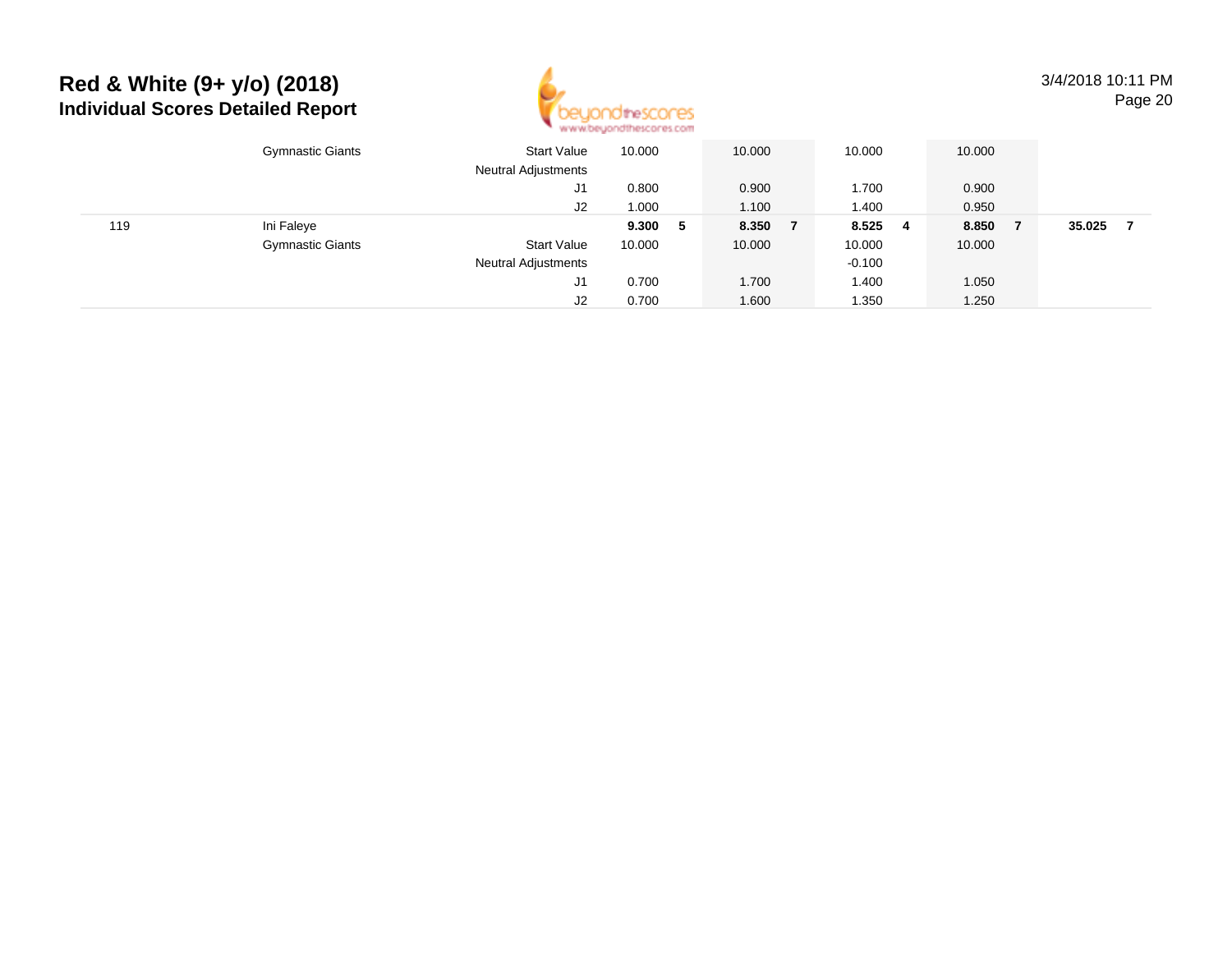# Red & White (9+ y/o) (2018)
## Individual Scores Detailed Report

| | | | | | | | | | | | | |
|---|---|---|---|---|---|---|---|---|---|---|---|---|
| | Gymnastic Giants | Start Value | 10.000 | | 10.000 | | 10.000 | | 10.000 | | | |
| | | Neutral Adjustments | | | | | | | | | | |
| | | J1 | 0.800 | | 0.900 | | 1.700 | | 0.900 | | | |
| | | J2 | 1.000 | | 1.100 | | 1.400 | | 0.950 | | | |
| 119 | Ini Faleye | | **9.300** | **5** | **8.350** | **7** | **8.525** | **4** | **8.850** | **7** | **35.025** | **7** |
| | Gymnastic Giants | Start Value | 10.000 | | 10.000 | | 10.000 | | 10.000 | | | |
| | | Neutral Adjustments | | | | | -0.100 | | | | | |
| | | J1 | 0.700 | | 1.700 | | 1.400 | | 1.050 | | | |
| | | J2 | 0.700 | | 1.600 | | 1.350 | | 1.250 | | | |